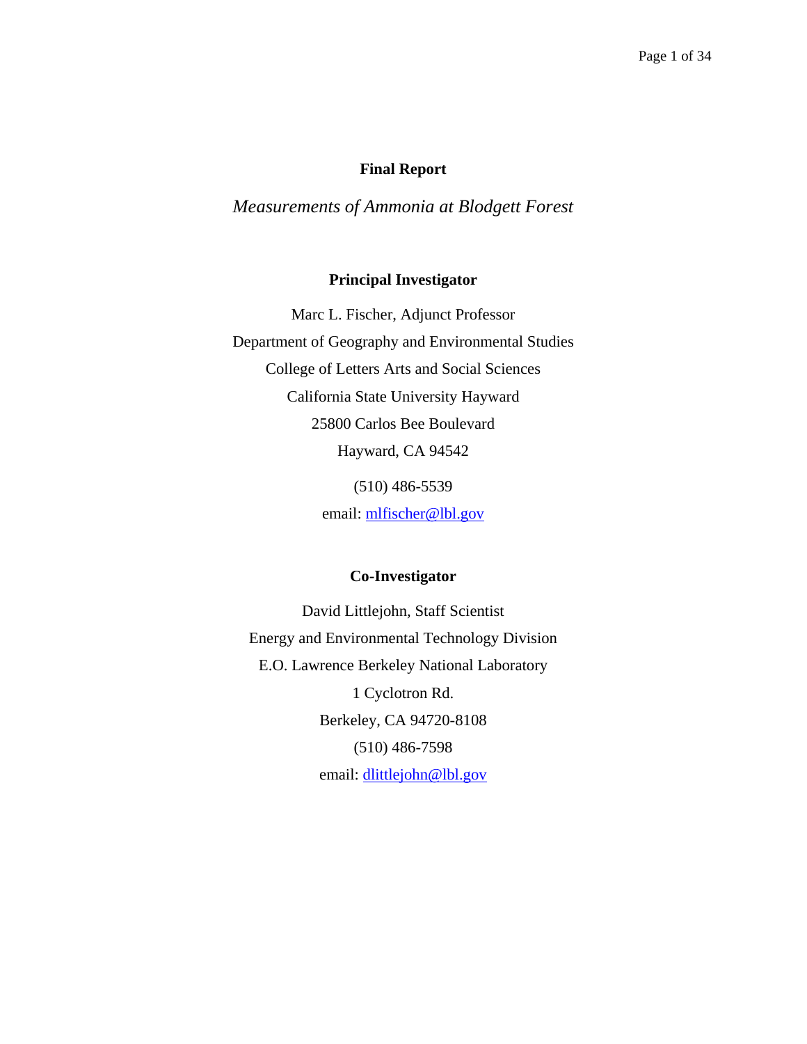**Final Report**

*Measurements of Ammonia at Blodgett Forest*

**Principal Investigator**

Marc L. Fischer, Adjunct Professor

Department of Geography and Environmental Studies

College of Letters Arts and Social Sciences

California State University Hayward

25800 Carlos Bee Boulevard

Hayward, CA 94542

(510) 486-5539

email: mlfischer@lbl.gov

**Co-Investigator**

David Littlejohn, Staff Scientist

Energy and Environmental Technology Division

E.O. Lawrence Berkeley National Laboratory

1 Cyclotron Rd.

Berkeley, CA 94720-8108

(510) 486-7598

email: dlittlejohn@lbl.gov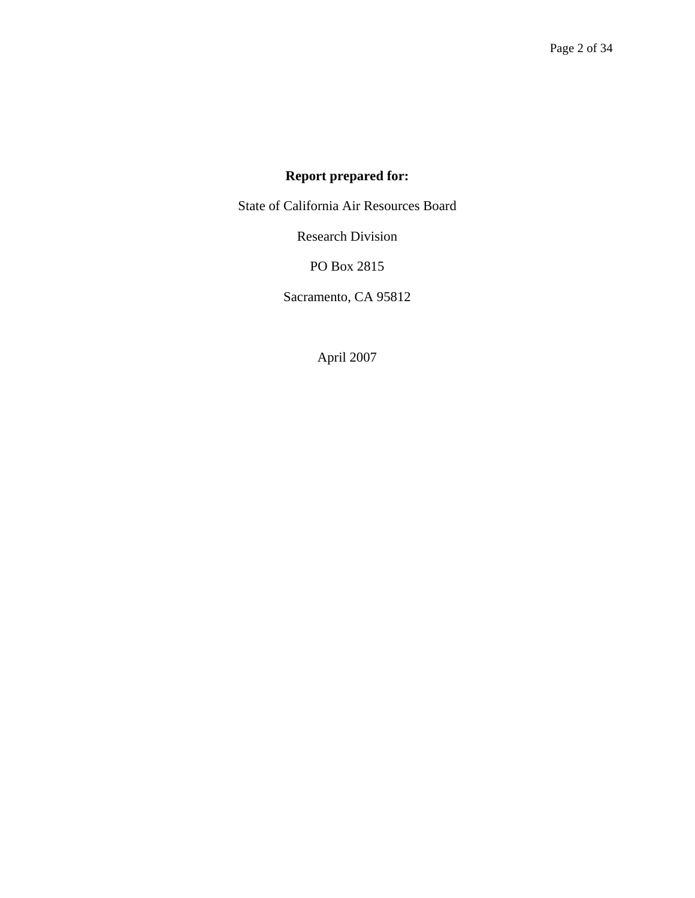**Report prepared for:**

State of California Air Resources Board

Research Division

PO Box 2815

Sacramento, CA 95812

April 2007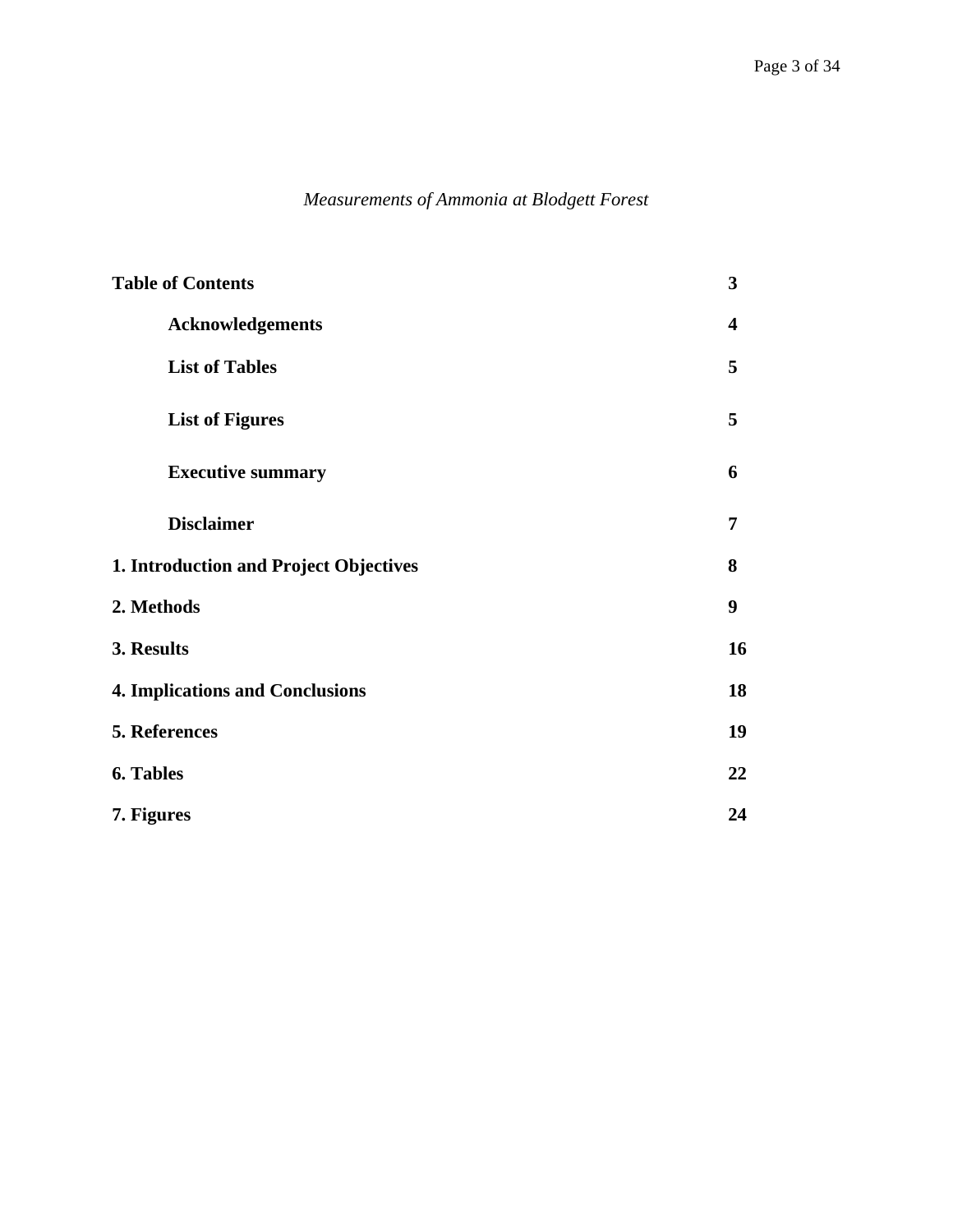*Measurements of Ammonia at Blodgett Forest*

| **Table of Contents** | **3** |
|---|---|
| **Acknowledgements** | **4** |
| **List of Tables** | **5** |
| **List of Figures** | **5** |
| **Executive summary** | **6** |
| **Disclaimer** | **7** |
| **1. Introduction and Project Objectives** | **8** |
| **2. Methods** | **9** |
| **3. Results** | **16** |
| **4. Implications and Conclusions** | **18** |
| **5. References** | **19** |
| **6. Tables** | **22** |
| **7. Figures** | **24** |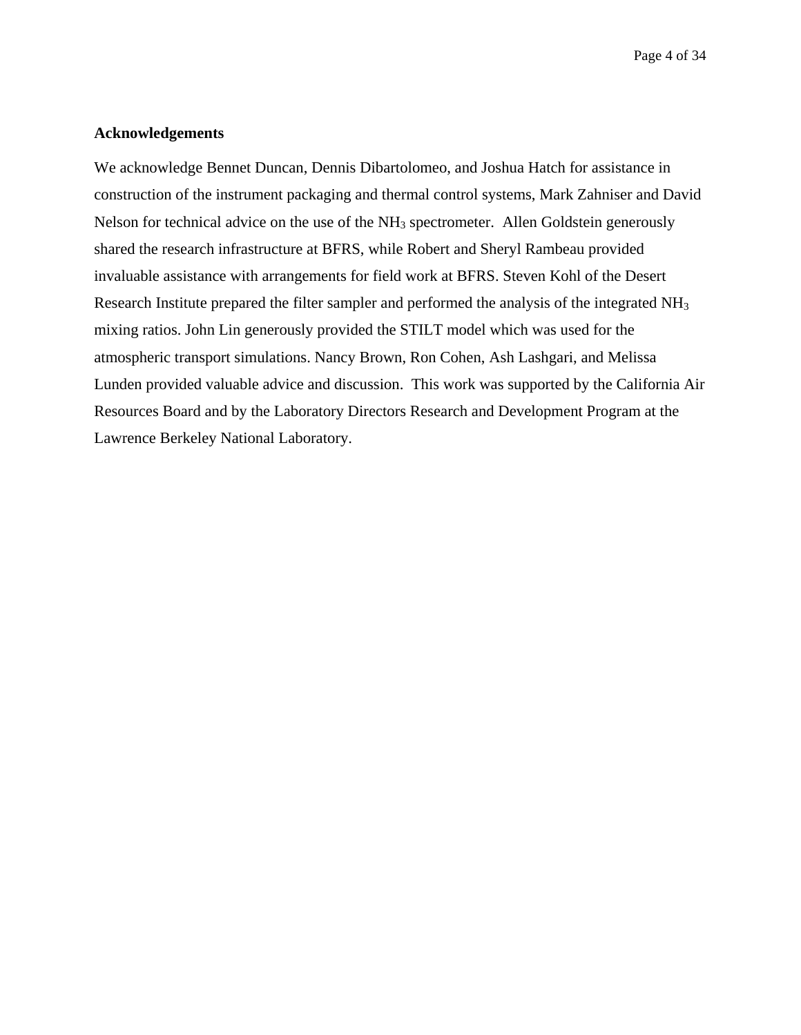### Acknowledgements

We acknowledge Bennet Duncan, Dennis Dibartolomeo, and Joshua Hatch for assistance in construction of the instrument packaging and thermal control systems, Mark Zahniser and David Nelson for technical advice on the use of the $NH_3$ spectrometer. Allen Goldstein generously shared the research infrastructure at BFRS, while Robert and Sheryl Rambeau provided invaluable assistance with arrangements for field work at BFRS. Steven Kohl of the Desert Research Institute prepared the filter sampler and performed the analysis of the integrated $NH_3$ mixing ratios. John Lin generously provided the STILT model which was used for the atmospheric transport simulations. Nancy Brown, Ron Cohen, Ash Lashgari, and Melissa Lunden provided valuable advice and discussion. This work was supported by the California Air Resources Board and by the Laboratory Directors Research and Development Program at the Lawrence Berkeley National Laboratory.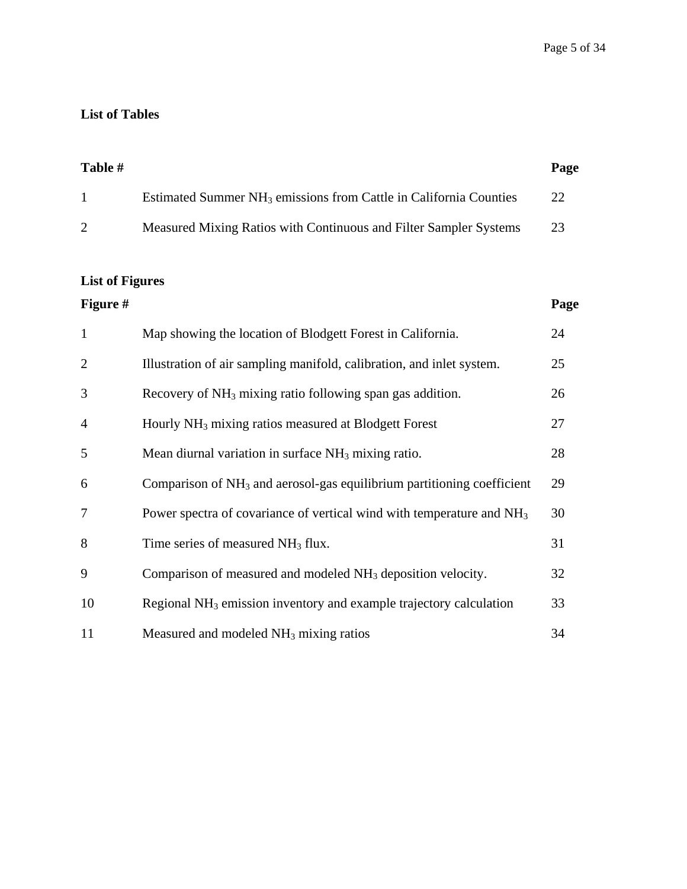**List of Tables**

| Table # | | Page |
| --- | --- | --- |
| 1 | Estimated Summer $NH_3$ emissions from Cattle in California Counties | 22 |
| 2 | Measured Mixing Ratios with Continuous and Filter Sampler Systems | 23 |

**List of Figures**

| Figure # | | Page |
| --- | --- | --- |
| 1 | Map showing the location of Blodgett Forest in California. | 24 |
| 2 | Illustration of air sampling manifold, calibration, and inlet system. | 25 |
| 3 | Recovery of $NH_3$ mixing ratio following span gas addition. | 26 |
| 4 | Hourly $NH_3$ mixing ratios measured at Blodgett Forest | 27 |
| 5 | Mean diurnal variation in surface $NH_3$ mixing ratio. | 28 |
| 6 | Comparison of $NH_3$ and aerosol-gas equilibrium partitioning coefficient | 29 |
| 7 | Power spectra of covariance of vertical wind with temperature and $NH_3$ | 30 |
| 8 | Time series of measured $NH_3$ flux. | 31 |
| 9 | Comparison of measured and modeled $NH_3$ deposition velocity. | 32 |
| 10 | Regional $NH_3$ emission inventory and example trajectory calculation | 33 |
| 11 | Measured and modeled $NH_3$ mixing ratios | 34 |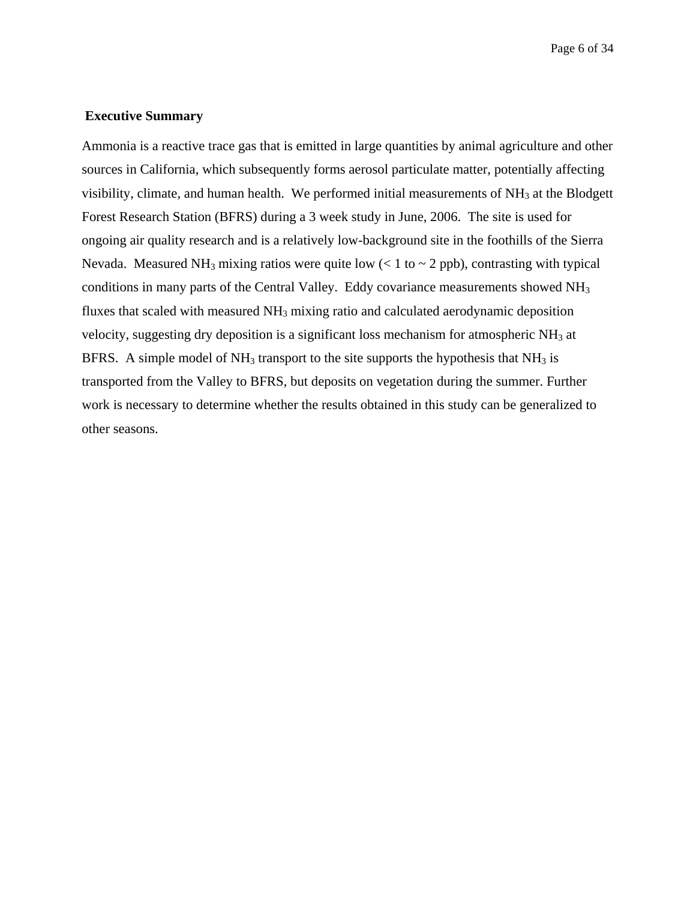## Executive Summary

Ammonia is a reactive trace gas that is emitted in large quantities by animal agriculture and other sources in California, which subsequently forms aerosol particulate matter, potentially affecting visibility, climate, and human health. We performed initial measurements of $NH_3$ at the Blodgett Forest Research Station (BFRS) during a 3 week study in June, 2006. The site is used for ongoing air quality research and is a relatively low-background site in the foothills of the Sierra Nevada. Measured $NH_3$ mixing ratios were quite low (< 1 to ~ 2 ppb), contrasting with typical conditions in many parts of the Central Valley. Eddy covariance measurements showed $NH_3$ fluxes that scaled with measured $NH_3$ mixing ratio and calculated aerodynamic deposition velocity, suggesting dry deposition is a significant loss mechanism for atmospheric $NH_3$ at BFRS. A simple model of $NH_3$ transport to the site supports the hypothesis that $NH_3$ is transported from the Valley to BFRS, but deposits on vegetation during the summer. Further work is necessary to determine whether the results obtained in this study can be generalized to other seasons.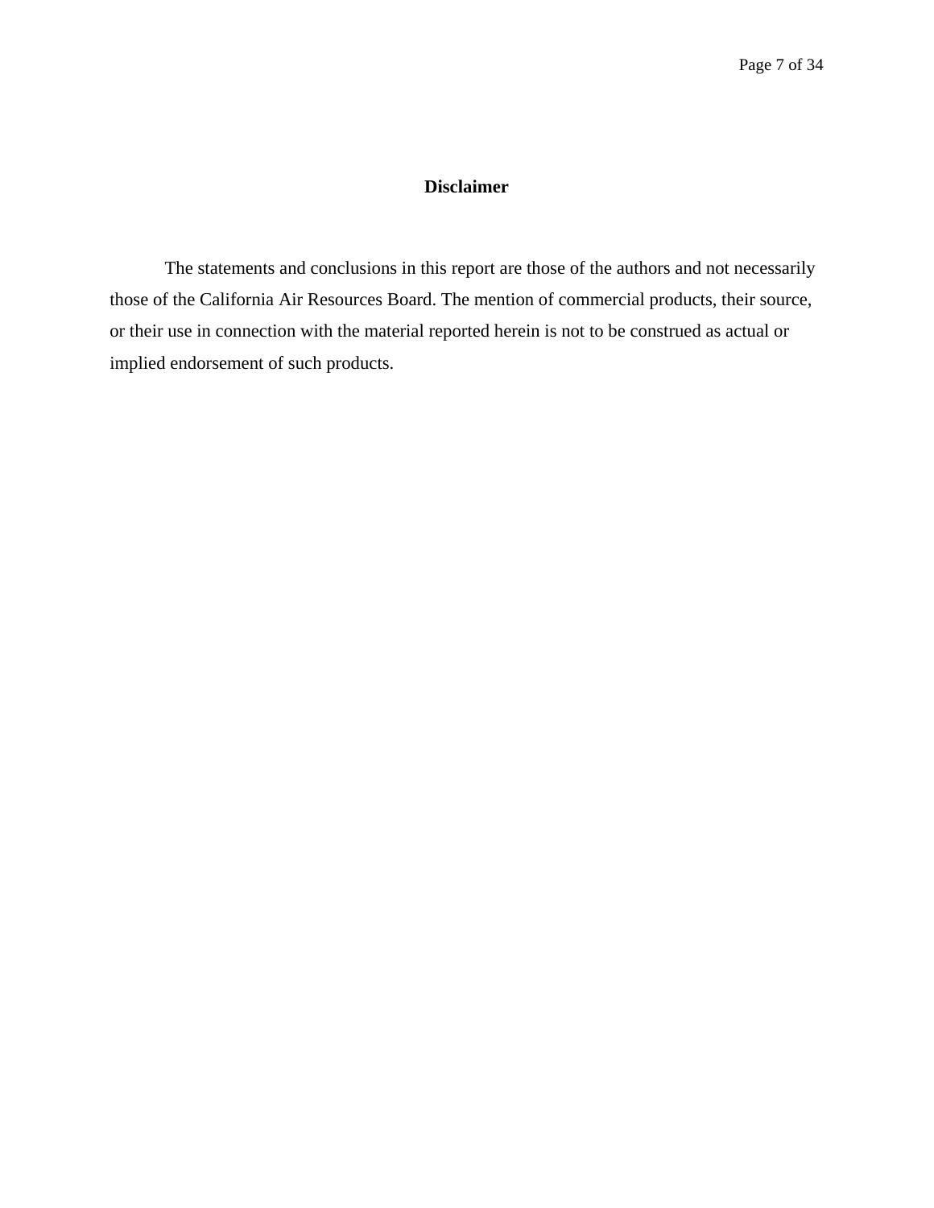# Disclaimer

The statements and conclusions in this report are those of the authors and not necessarily those of the California Air Resources Board. The mention of commercial products, their source, or their use in connection with the material reported herein is not to be construed as actual or implied endorsement of such products.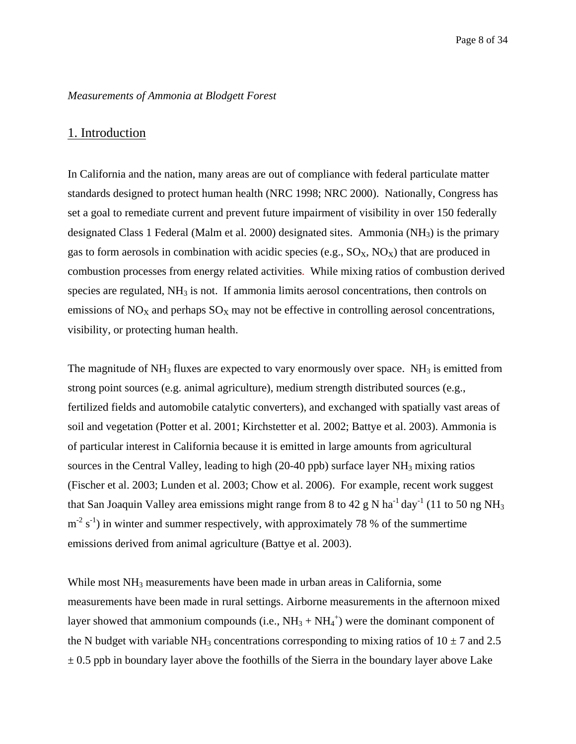*Measurements of Ammonia at Blodgett Forest*

## 1. Introduction

In California and the nation, many areas are out of compliance with federal particulate matter standards designed to protect human health (NRC 1998; NRC 2000). Nationally, Congress has set a goal to remediate current and prevent future impairment of visibility in over 150 federally designated Class 1 Federal (Malm et al. 2000) designated sites. Ammonia ($NH_3$) is the primary gas to form aerosols in combination with acidic species (e.g., $SO_X$, $NO_X$) that are produced in combustion processes from energy related activities. While mixing ratios of combustion derived species are regulated, $NH_3$ is not. If ammonia limits aerosol concentrations, then controls on emissions of $NO_X$ and perhaps $SO_X$ may not be effective in controlling aerosol concentrations, visibility, or protecting human health.

The magnitude of $NH_3$ fluxes are expected to vary enormously over space. $NH_3$ is emitted from strong point sources (e.g. animal agriculture), medium strength distributed sources (e.g., fertilized fields and automobile catalytic converters), and exchanged with spatially vast areas of soil and vegetation (Potter et al. 2001; Kirchstetter et al. 2002; Battye et al. 2003). Ammonia is of particular interest in California because it is emitted in large amounts from agricultural sources in the Central Valley, leading to high (20-40 ppb) surface layer $NH_3$ mixing ratios (Fischer et al. 2003; Lunden et al. 2003; Chow et al. 2006). For example, recent work suggest that San Joaquin Valley area emissions might range from 8 to 42 g N $ha^{-1}$ $day^{-1}$ (11 to 50 ng $NH_3$ $m^{-2}$ $s^{-1}$) in winter and summer respectively, with approximately 78 % of the summertime emissions derived from animal agriculture (Battye et al. 2003).

While most $NH_3$ measurements have been made in urban areas in California, some measurements have been made in rural settings. Airborne measurements in the afternoon mixed layer showed that ammonium compounds (i.e., $NH_3$ + $NH_4^+$) were the dominant component of the N budget with variable $NH_3$ concentrations corresponding to mixing ratios of $10 \pm 7$ and $2.5 \pm 0.5$ ppb in boundary layer above the foothills of the Sierra in the boundary layer above Lake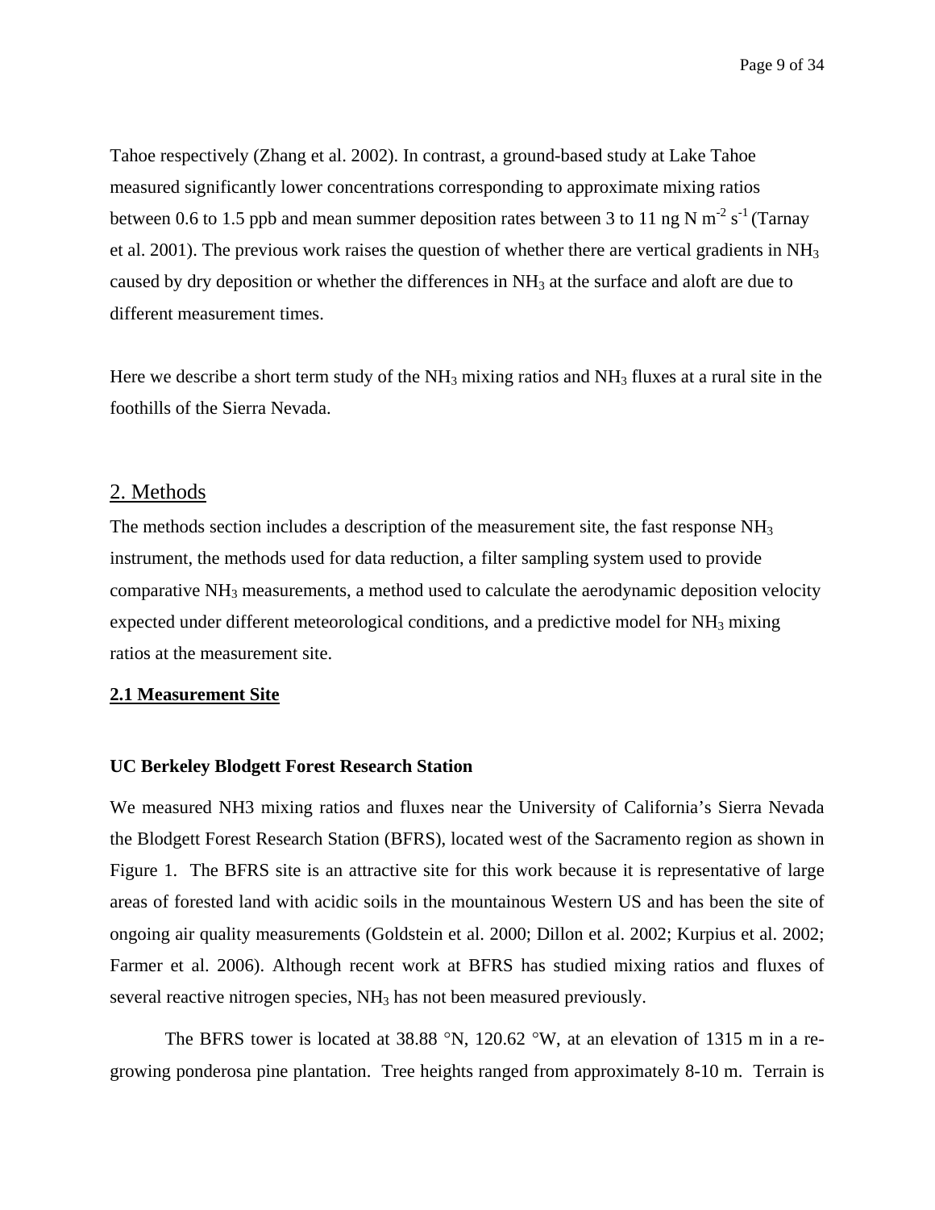Tahoe respectively (Zhang et al. 2002). In contrast, a ground-based study at Lake Tahoe measured significantly lower concentrations corresponding to approximate mixing ratios between 0.6 to 1.5 ppb and mean summer deposition rates between 3 to 11 ng N $m^{-2}$ $s^{-1}$ (Tarnay et al. 2001). The previous work raises the question of whether there are vertical gradients in $NH_3$ caused by dry deposition or whether the differences in $NH_3$ at the surface and aloft are due to different measurement times.

Here we describe a short term study of the $NH_3$ mixing ratios and $NH_3$ fluxes at a rural site in the foothills of the Sierra Nevada.

## 2. Methods

The methods section includes a description of the measurement site, the fast response $NH_3$ instrument, the methods used for data reduction, a filter sampling system used to provide comparative $NH_3$ measurements, a method used to calculate the aerodynamic deposition velocity expected under different meteorological conditions, and a predictive model for $NH_3$ mixing ratios at the measurement site.

### 2.1 Measurement Site

#### UC Berkeley Blodgett Forest Research Station

We measured NH3 mixing ratios and fluxes near the University of California's Sierra Nevada the Blodgett Forest Research Station (BFRS), located west of the Sacramento region as shown in Figure 1. The BFRS site is an attractive site for this work because it is representative of large areas of forested land with acidic soils in the mountainous Western US and has been the site of ongoing air quality measurements (Goldstein et al. 2000; Dillon et al. 2002; Kurpius et al. 2002; Farmer et al. 2006). Although recent work at BFRS has studied mixing ratios and fluxes of several reactive nitrogen species, $NH_3$ has not been measured previously.

The BFRS tower is located at 38.88 °N, 120.62 °W, at an elevation of 1315 m in a re-growing ponderosa pine plantation. Tree heights ranged from approximately 8-10 m. Terrain is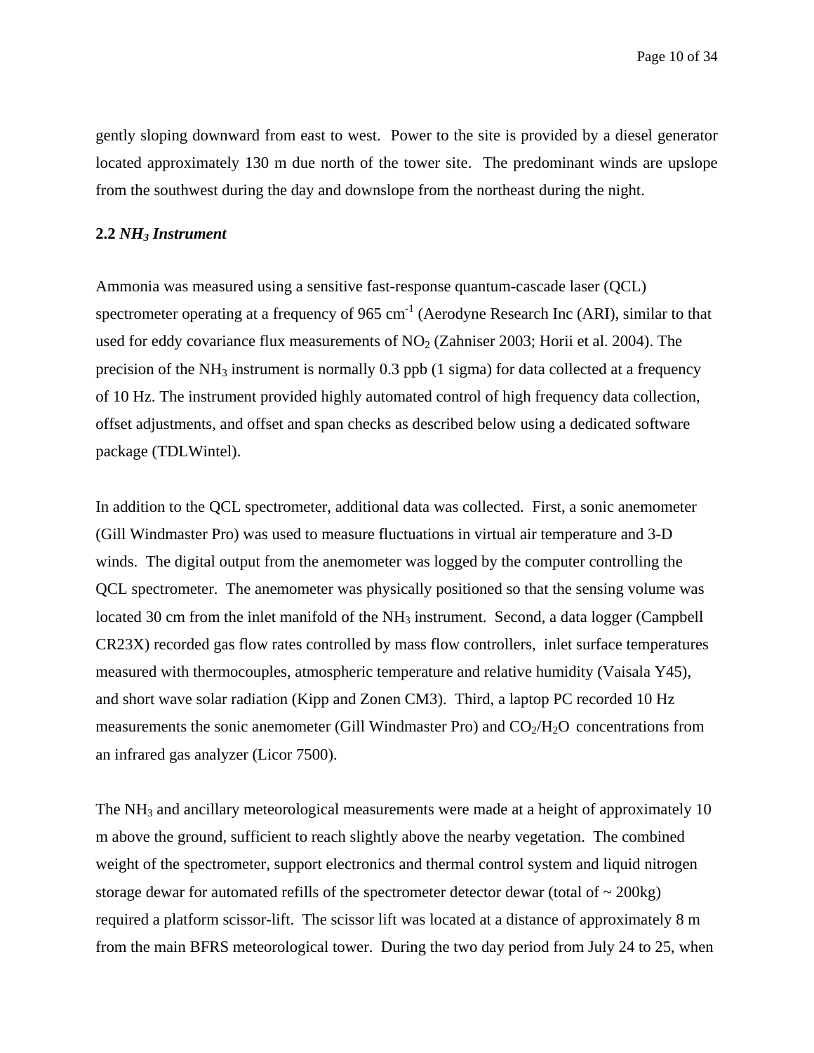gently sloping downward from east to west. Power to the site is provided by a diesel generator located approximately 130 m due north of the tower site. The predominant winds are upslope from the southwest during the day and downslope from the northeast during the night.

### 2.2 *$NH_3$ Instrument*

Ammonia was measured using a sensitive fast-response quantum-cascade laser (QCL) spectrometer operating at a frequency of 965 $cm^{-1}$ (Aerodyne Research Inc (ARI), similar to that used for eddy covariance flux measurements of $NO_2$ (Zahniser 2003; Horii et al. 2004). The precision of the $NH_3$ instrument is normally 0.3 ppb (1 sigma) for data collected at a frequency of 10 Hz. The instrument provided highly automated control of high frequency data collection, offset adjustments, and offset and span checks as described below using a dedicated software package (TDLWintel).

In addition to the QCL spectrometer, additional data was collected. First, a sonic anemometer (Gill Windmaster Pro) was used to measure fluctuations in virtual air temperature and 3-D winds. The digital output from the anemometer was logged by the computer controlling the QCL spectrometer. The anemometer was physically positioned so that the sensing volume was located 30 cm from the inlet manifold of the $NH_3$ instrument. Second, a data logger (Campbell CR23X) recorded gas flow rates controlled by mass flow controllers, inlet surface temperatures measured with thermocouples, atmospheric temperature and relative humidity (Vaisala Y45), and short wave solar radiation (Kipp and Zonen CM3). Third, a laptop PC recorded 10 Hz measurements the sonic anemometer (Gill Windmaster Pro) and $CO_2$/$H_2O$ concentrations from an infrared gas analyzer (Licor 7500).

The $NH_3$ and ancillary meteorological measurements were made at a height of approximately 10 m above the ground, sufficient to reach slightly above the nearby vegetation. The combined weight of the spectrometer, support electronics and thermal control system and liquid nitrogen storage dewar for automated refills of the spectrometer detector dewar (total of ~ 200kg) required a platform scissor-lift. The scissor lift was located at a distance of approximately 8 m from the main BFRS meteorological tower. During the two day period from July 24 to 25, when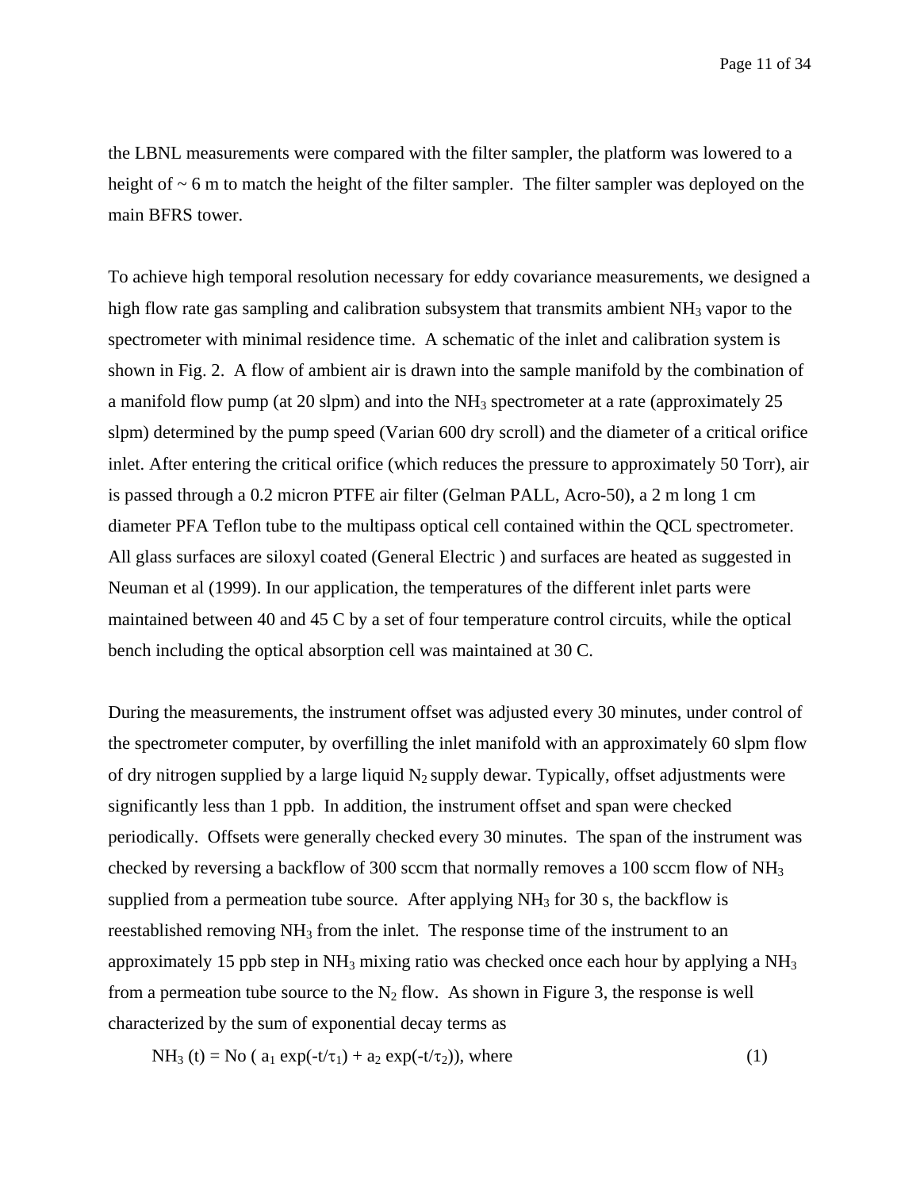the LBNL measurements were compared with the filter sampler, the platform was lowered to a height of ~ 6 m to match the height of the filter sampler. The filter sampler was deployed on the main BFRS tower.

To achieve high temporal resolution necessary for eddy covariance measurements, we designed a high flow rate gas sampling and calibration subsystem that transmits ambient $NH_3$ vapor to the spectrometer with minimal residence time. A schematic of the inlet and calibration system is shown in Fig. 2. A flow of ambient air is drawn into the sample manifold by the combination of a manifold flow pump (at 20 slpm) and into the $NH_3$ spectrometer at a rate (approximately 25 slpm) determined by the pump speed (Varian 600 dry scroll) and the diameter of a critical orifice inlet. After entering the critical orifice (which reduces the pressure to approximately 50 Torr), air is passed through a 0.2 micron PTFE air filter (Gelman PALL, Acro-50), a 2 m long 1 cm diameter PFA Teflon tube to the multipass optical cell contained within the QCL spectrometer. All glass surfaces are siloxyl coated (General Electric ) and surfaces are heated as suggested in Neuman et al (1999). In our application, the temperatures of the different inlet parts were maintained between 40 and 45 C by a set of four temperature control circuits, while the optical bench including the optical absorption cell was maintained at 30 C.

During the measurements, the instrument offset was adjusted every 30 minutes, under control of the spectrometer computer, by overfilling the inlet manifold with an approximately 60 slpm flow of dry nitrogen supplied by a large liquid $N_2$ supply dewar. Typically, offset adjustments were significantly less than 1 ppb. In addition, the instrument offset and span were checked periodically. Offsets were generally checked every 30 minutes. The span of the instrument was checked by reversing a backflow of 300 sccm that normally removes a 100 sccm flow of $NH_3$ supplied from a permeation tube source. After applying $NH_3$ for 30 s, the backflow is reestablished removing $NH_3$ from the inlet. The response time of the instrument to an approximately 15 ppb step in $NH_3$ mixing ratio was checked once each hour by applying a $NH_3$ from a permeation tube source to the $N_2$ flow. As shown in Figure 3, the response is well characterized by the sum of exponential decay terms as

$$NH_3\,(t) = No\,(\,a_1 \exp(-t/\tau_1) + a_2 \exp(-t/\tau_2)), \text{ where} \qquad (1)$$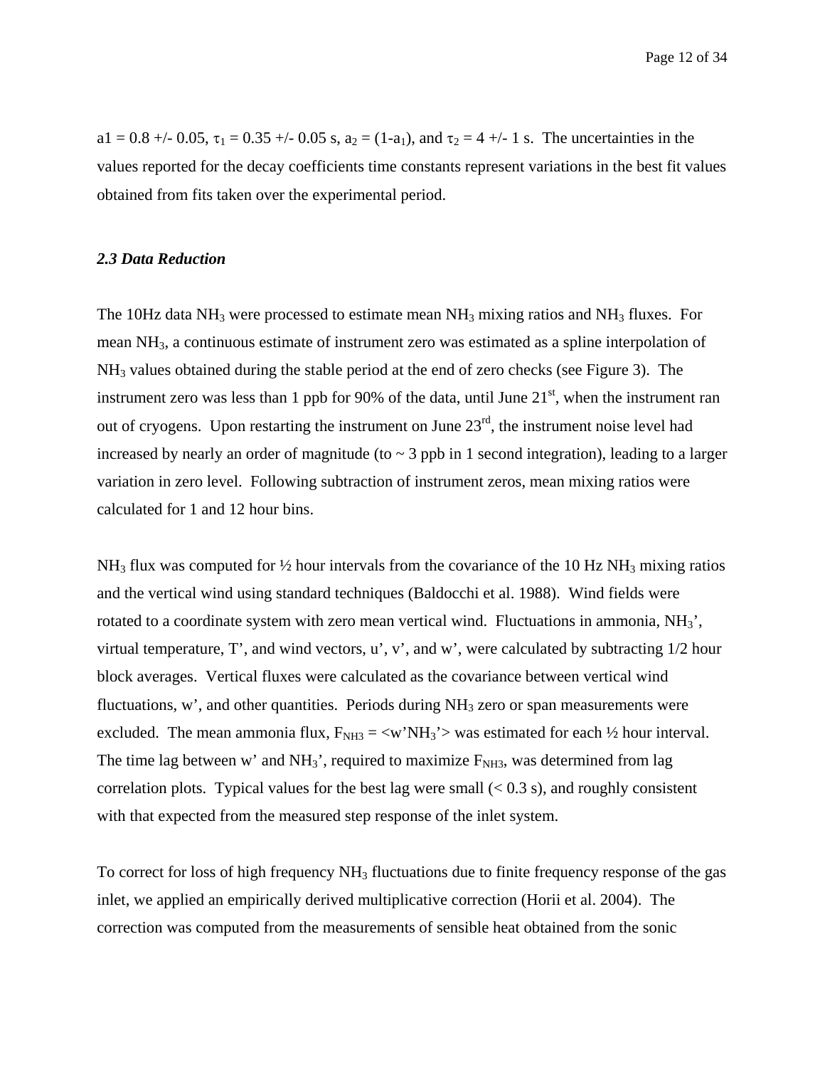a1 = 0.8 +/- 0.05, $\tau_1$ = 0.35 +/- 0.05 s, $a_2 = (1-a_1)$, and $\tau_2$ = 4 +/- 1 s. The uncertainties in the values reported for the decay coefficients time constants represent variations in the best fit values obtained from fits taken over the experimental period.

### *2.3 Data Reduction*

The 10Hz data $NH_3$ were processed to estimate mean $NH_3$ mixing ratios and $NH_3$ fluxes. For mean $NH_3$, a continuous estimate of instrument zero was estimated as a spline interpolation of $NH_3$ values obtained during the stable period at the end of zero checks (see Figure 3). The instrument zero was less than 1 ppb for 90% of the data, until June 21st, when the instrument ran out of cryogens. Upon restarting the instrument on June 23rd, the instrument noise level had increased by nearly an order of magnitude (to ~ 3 ppb in 1 second integration), leading to a larger variation in zero level. Following subtraction of instrument zeros, mean mixing ratios were calculated for 1 and 12 hour bins.

$NH_3$ flux was computed for ½ hour intervals from the covariance of the 10 Hz $NH_3$ mixing ratios and the vertical wind using standard techniques (Baldocchi et al. 1988). Wind fields were rotated to a coordinate system with zero mean vertical wind. Fluctuations in ammonia, $NH_3'$, virtual temperature, T', and wind vectors, u', v', and w', were calculated by subtracting 1/2 hour block averages. Vertical fluxes were calculated as the covariance between vertical wind fluctuations, w', and other quantities. Periods during $NH_3$ zero or span measurements were excluded. The mean ammonia flux, $F_{NH3} = \langle w'NH_3' \rangle$ was estimated for each ½ hour interval. The time lag between w' and $NH_3'$, required to maximize $F_{NH3}$, was determined from lag correlation plots. Typical values for the best lag were small (< 0.3 s), and roughly consistent with that expected from the measured step response of the inlet system.

To correct for loss of high frequency $NH_3$ fluctuations due to finite frequency response of the gas inlet, we applied an empirically derived multiplicative correction (Horii et al. 2004). The correction was computed from the measurements of sensible heat obtained from the sonic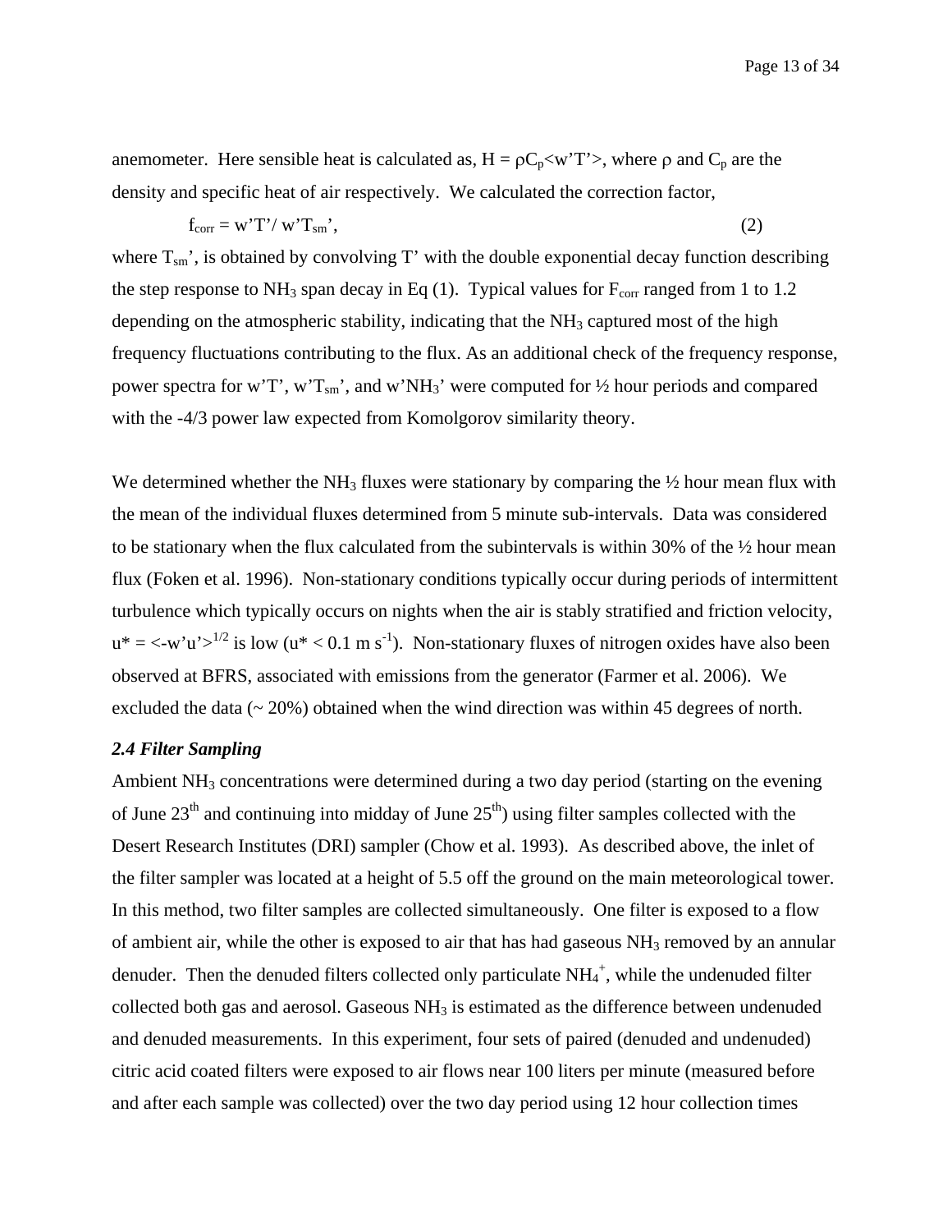anemometer. Here sensible heat is calculated as, $H = \rho C_p \langle w'T' \rangle$, where $\rho$ and $C_p$ are the density and specific heat of air respectively. We calculated the correction factor,

$$f_{corr} = w'T'/ w'T_{sm}', \qquad (2)$$

where $T_{sm}'$, is obtained by convolving T' with the double exponential decay function describing the step response to $NH_3$ span decay in Eq (1). Typical values for $F_{corr}$ ranged from 1 to 1.2 depending on the atmospheric stability, indicating that the $NH_3$ captured most of the high frequency fluctuations contributing to the flux. As an additional check of the frequency response, power spectra for $w'T'$, $w'T_{sm}'$, and $w'NH_3'$ were computed for ½ hour periods and compared with the -4/3 power law expected from Komolgorov similarity theory.

We determined whether the $NH_3$ fluxes were stationary by comparing the ½ hour mean flux with the mean of the individual fluxes determined from 5 minute sub-intervals. Data was considered to be stationary when the flux calculated from the subintervals is within 30% of the ½ hour mean flux (Foken et al. 1996). Non-stationary conditions typically occur during periods of intermittent turbulence which typically occurs on nights when the air is stably stratified and friction velocity, $u^* = \langle -w'u' \rangle^{1/2}$ is low ($u^* < 0.1$ m s$^{-1}$). Non-stationary fluxes of nitrogen oxides have also been observed at BFRS, associated with emissions from the generator (Farmer et al. 2006). We excluded the data (~ 20%) obtained when the wind direction was within 45 degrees of north.

### *2.4 Filter Sampling*

Ambient $NH_3$ concentrations were determined during a two day period (starting on the evening of June 23rd and continuing into midday of June 25th) using filter samples collected with the Desert Research Institutes (DRI) sampler (Chow et al. 1993). As described above, the inlet of the filter sampler was located at a height of 5.5 off the ground on the main meteorological tower. In this method, two filter samples are collected simultaneously. One filter is exposed to a flow of ambient air, while the other is exposed to air that has had gaseous $NH_3$ removed by an annular denuder. Then the denuded filters collected only particulate $NH_4^+$, while the undenuded filter collected both gas and aerosol. Gaseous $NH_3$ is estimated as the difference between undenuded and denuded measurements. In this experiment, four sets of paired (denuded and undenuded) citric acid coated filters were exposed to air flows near 100 liters per minute (measured before and after each sample was collected) over the two day period using 12 hour collection times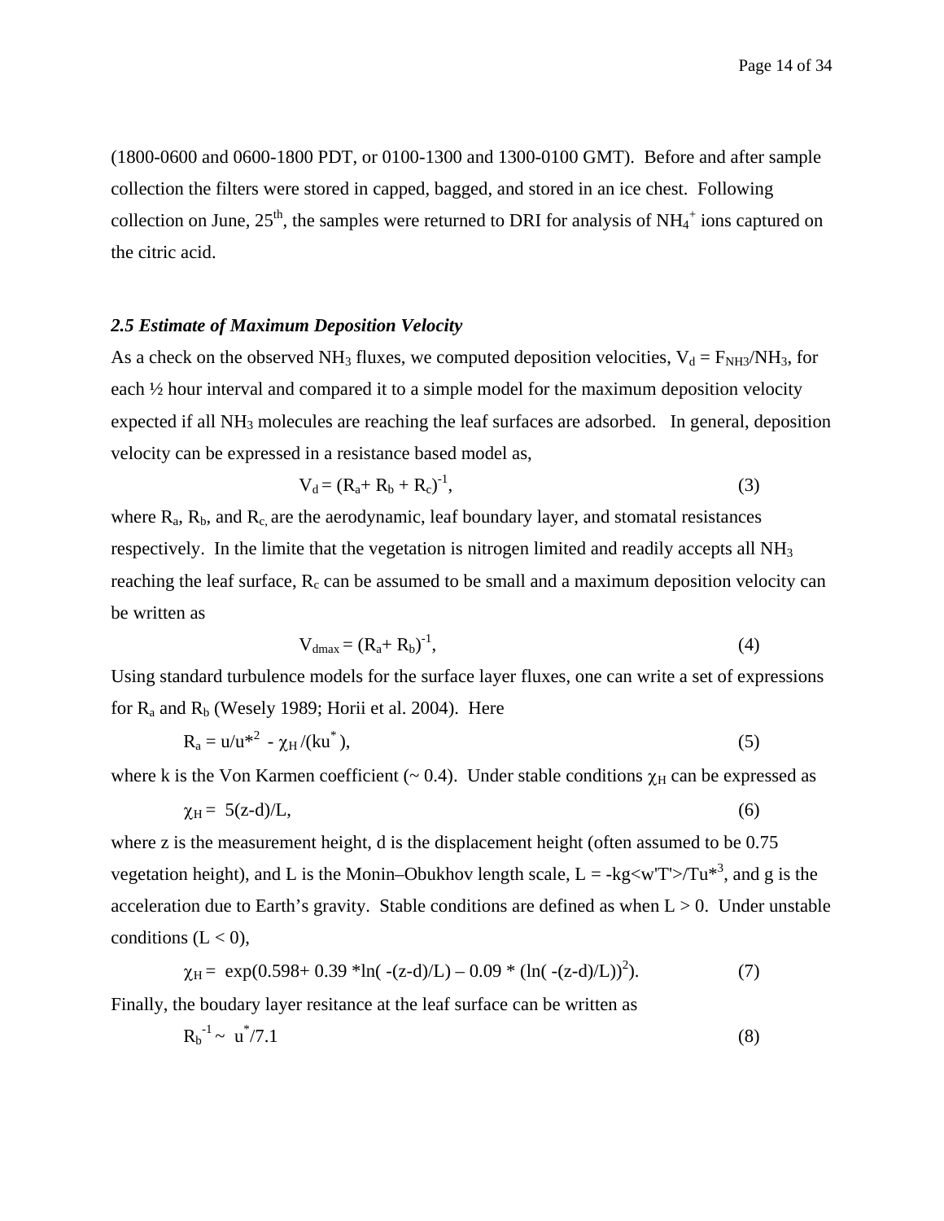(1800-0600 and 0600-1800 PDT, or 0100-1300 and 1300-0100 GMT). Before and after sample collection the filters were stored in capped, bagged, and stored in an ice chest. Following collection on June, 25th, the samples were returned to DRI for analysis of $NH_4^+$ ions captured on the citric acid.

### *2.5 Estimate of Maximum Deposition Velocity*

As a check on the observed $NH_3$ fluxes, we computed deposition velocities, $V_d = F_{NH3}/NH_3$, for each ½ hour interval and compared it to a simple model for the maximum deposition velocity expected if all $NH_3$ molecules are reaching the leaf surfaces are adsorbed. In general, deposition velocity can be expressed in a resistance based model as,

$$V_d = (R_a + R_b + R_c)^{-1}, \tag{3}$$

where $R_a$, $R_b$, and $R_c$ are the aerodynamic, leaf boundary layer, and stomatal resistances respectively. In the limite that the vegetation is nitrogen limited and readily accepts all $NH_3$ reaching the leaf surface, $R_c$ can be assumed to be small and a maximum deposition velocity can be written as

$$V_{dmax} = (R_a + R_b)^{-1}, \tag{4}$$

Using standard turbulence models for the surface layer fluxes, one can write a set of expressions for $R_a$ and $R_b$ (Wesely 1989; Horii et al. 2004). Here

$$R_a = u/u^{*2} - \chi_H/(ku^*), \tag{5}$$

where k is the Von Karmen coefficient (~ 0.4). Under stable conditions $\chi_H$ can be expressed as

$$\chi_H = 5(z-d)/L, \tag{6}$$

where z is the measurement height, d is the displacement height (often assumed to be 0.75 vegetation height), and L is the Monin–Obukhov length scale, $L = -kg\langle w'T'\rangle/Tu^{*3}$, and g is the acceleration due to Earth's gravity. Stable conditions are defined as when $L > 0$. Under unstable conditions ($L < 0$),

$$\chi_H = \exp(0.598 + 0.39 * \ln(-(z-d)/L) - 0.09 * (\ln(-(z-d)/L))^2). \tag{7}$$

Finally, the boudary layer resitance at the leaf surface can be written as

$$R_b^{-1} \sim u^*/7.1 \tag{8}$$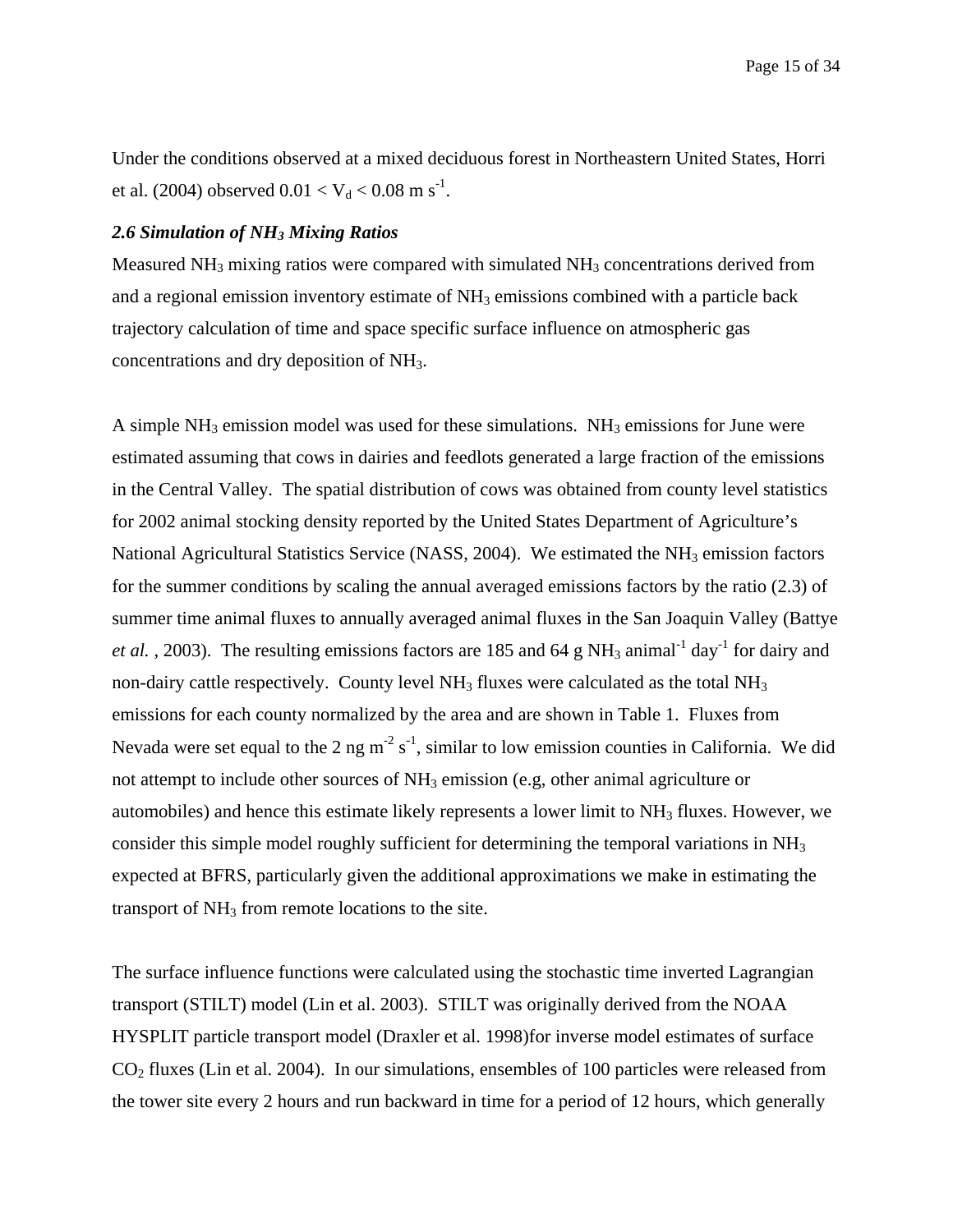Under the conditions observed at a mixed deciduous forest in Northeastern United States, Horri et al. (2004) observed $0.01 < V_d < 0.08$ m $s^{-1}$.

### *2.6 Simulation of $NH_3$ Mixing Ratios*

Measured $NH_3$ mixing ratios were compared with simulated $NH_3$ concentrations derived from and a regional emission inventory estimate of $NH_3$ emissions combined with a particle back trajectory calculation of time and space specific surface influence on atmospheric gas concentrations and dry deposition of $NH_3$.

A simple $NH_3$ emission model was used for these simulations. $NH_3$ emissions for June were estimated assuming that cows in dairies and feedlots generated a large fraction of the emissions in the Central Valley. The spatial distribution of cows was obtained from county level statistics for 2002 animal stocking density reported by the United States Department of Agriculture's National Agricultural Statistics Service (NASS, 2004). We estimated the $NH_3$ emission factors for the summer conditions by scaling the annual averaged emissions factors by the ratio (2.3) of summer time animal fluxes to annually averaged animal fluxes in the San Joaquin Valley (Battye *et al.* , 2003). The resulting emissions factors are 185 and 64 g $NH_3$ $animal^{-1}$ $day^{-1}$ for dairy and non-dairy cattle respectively. County level $NH_3$ fluxes were calculated as the total $NH_3$ emissions for each county normalized by the area and are shown in Table 1. Fluxes from Nevada were set equal to the 2 ng $m^{-2}$ $s^{-1}$, similar to low emission counties in California. We did not attempt to include other sources of $NH_3$ emission (e.g, other animal agriculture or automobiles) and hence this estimate likely represents a lower limit to $NH_3$ fluxes. However, we consider this simple model roughly sufficient for determining the temporal variations in $NH_3$ expected at BFRS, particularly given the additional approximations we make in estimating the transport of $NH_3$ from remote locations to the site.

The surface influence functions were calculated using the stochastic time inverted Lagrangian transport (STILT) model (Lin et al. 2003). STILT was originally derived from the NOAA HYSPLIT particle transport model (Draxler et al. 1998)for inverse model estimates of surface $CO_2$ fluxes (Lin et al. 2004). In our simulations, ensembles of 100 particles were released from the tower site every 2 hours and run backward in time for a period of 12 hours, which generally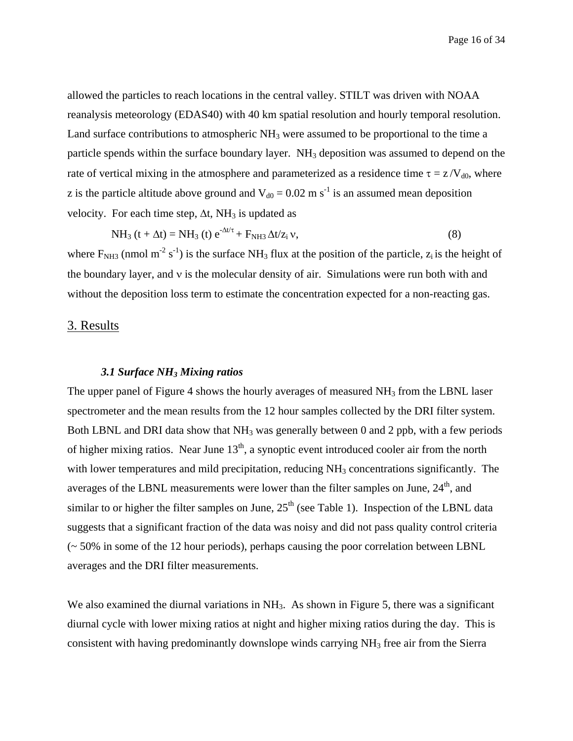allowed the particles to reach locations in the central valley. STILT was driven with NOAA reanalysis meteorology (EDAS40) with 40 km spatial resolution and hourly temporal resolution. Land surface contributions to atmospheric $NH_3$ were assumed to be proportional to the time a particle spends within the surface boundary layer. $NH_3$ deposition was assumed to depend on the rate of vertical mixing in the atmosphere and parameterized as a residence time $\tau = z / V_{d0}$, where z is the particle altitude above ground and $V_{d0} = 0.02$ m s$^{-1}$ is an assumed mean deposition velocity. For each time step, $\Delta t$, $NH_3$ is updated as

$$NH_3\,(t + \Delta t) = NH_3\,(t)\, e^{-\Delta t/\tau} + F_{NH3}\, \Delta t / z_i\, \nu, \qquad (8)$$

where $F_{NH3}$ (nmol m$^{-2}$ s$^{-1}$) is the surface $NH_3$ flux at the position of the particle, $z_i$ is the height of the boundary layer, and $\nu$ is the molecular density of air. Simulations were run both with and without the deposition loss term to estimate the concentration expected for a non-reacting gas.

## 3. Results

### *3.1 Surface $NH_3$ Mixing ratios*

The upper panel of Figure 4 shows the hourly averages of measured $NH_3$ from the LBNL laser spectrometer and the mean results from the 12 hour samples collected by the DRI filter system. Both LBNL and DRI data show that $NH_3$ was generally between 0 and 2 ppb, with a few periods of higher mixing ratios. Near June 13$^{th}$, a synoptic event introduced cooler air from the north with lower temperatures and mild precipitation, reducing $NH_3$ concentrations significantly. The averages of the LBNL measurements were lower than the filter samples on June, 24$^{th}$, and similar to or higher the filter samples on June, 25$^{th}$ (see Table 1). Inspection of the LBNL data suggests that a significant fraction of the data was noisy and did not pass quality control criteria (~ 50% in some of the 12 hour periods), perhaps causing the poor correlation between LBNL averages and the DRI filter measurements.

We also examined the diurnal variations in $NH_3$. As shown in Figure 5, there was a significant diurnal cycle with lower mixing ratios at night and higher mixing ratios during the day. This is consistent with having predominantly downslope winds carrying $NH_3$ free air from the Sierra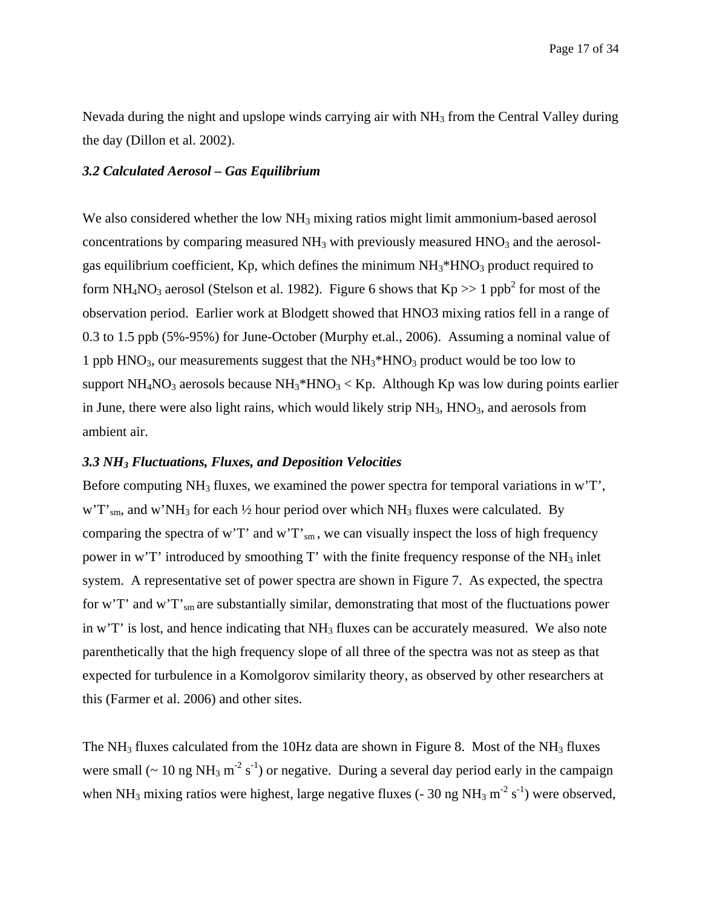Nevada during the night and upslope winds carrying air with $NH_3$ from the Central Valley during the day (Dillon et al. 2002).

### *3.2 Calculated Aerosol – Gas Equilibrium*

We also considered whether the low $NH_3$ mixing ratios might limit ammonium-based aerosol concentrations by comparing measured $NH_3$ with previously measured $HNO_3$ and the aerosol-gas equilibrium coefficient, Kp, which defines the minimum $NH_3$*$HNO_3$ product required to form $NH_4NO_3$ aerosol (Stelson et al. 1982). Figure 6 shows that Kp >> 1 $ppb^2$ for most of the observation period. Earlier work at Blodgett showed that HNO3 mixing ratios fell in a range of 0.3 to 1.5 ppb (5%-95%) for June-October (Murphy et.al., 2006). Assuming a nominal value of 1 ppb $HNO_3$, our measurements suggest that the $NH_3$*$HNO_3$ product would be too low to support $NH_4NO_3$ aerosols because $NH_3$*$HNO_3$ < Kp. Although Kp was low during points earlier in June, there were also light rains, which would likely strip $NH_3$, $HNO_3$, and aerosols from ambient air.

### *3.3 $NH_3$ Fluctuations, Fluxes, and Deposition Velocities*

Before computing $NH_3$ fluxes, we examined the power spectra for temporal variations in w'T', w'T'$_{sm}$, and w'$NH_3$ for each ½ hour period over which $NH_3$ fluxes were calculated. By comparing the spectra of w'T' and w'T'$_{sm}$, we can visually inspect the loss of high frequency power in w'T' introduced by smoothing T' with the finite frequency response of the $NH_3$ inlet system. A representative set of power spectra are shown in Figure 7. As expected, the spectra for w'T' and w'T'$_{sm}$ are substantially similar, demonstrating that most of the fluctuations power in w'T' is lost, and hence indicating that $NH_3$ fluxes can be accurately measured. We also note parenthetically that the high frequency slope of all three of the spectra was not as steep as that expected for turbulence in a Komolgorov similarity theory, as observed by other researchers at this (Farmer et al. 2006) and other sites.

The $NH_3$ fluxes calculated from the 10Hz data are shown in Figure 8. Most of the $NH_3$ fluxes were small (~ 10 ng $NH_3$ $m^{-2}$ $s^{-1}$) or negative. During a several day period early in the campaign when $NH_3$ mixing ratios were highest, large negative fluxes (- 30 ng $NH_3$ $m^{-2}$ $s^{-1}$) were observed,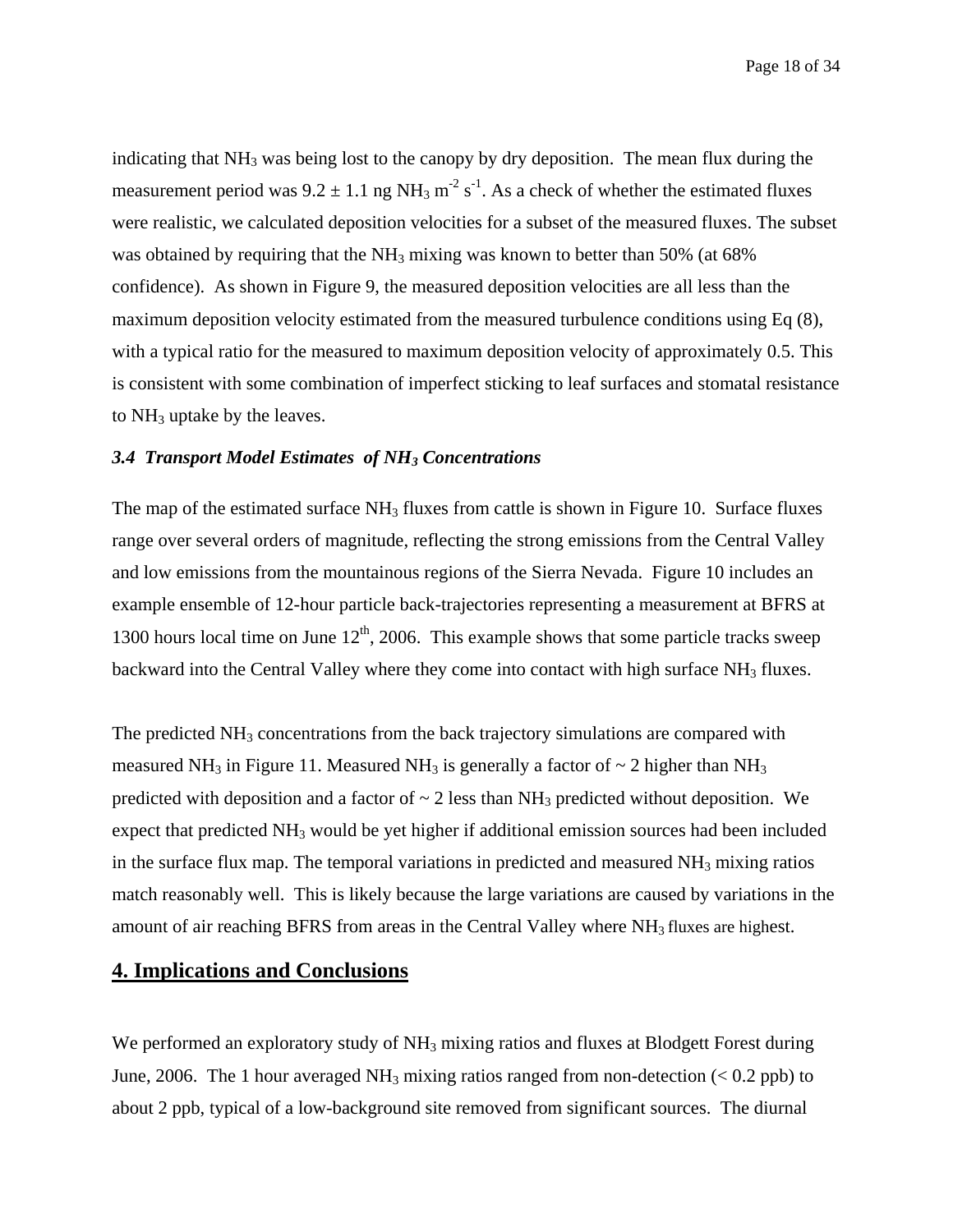indicating that $NH_3$ was being lost to the canopy by dry deposition. The mean flux during the measurement period was $9.2 \pm 1.1$ ng $NH_3$ $m^{-2}$ $s^{-1}$. As a check of whether the estimated fluxes were realistic, we calculated deposition velocities for a subset of the measured fluxes. The subset was obtained by requiring that the $NH_3$ mixing was known to better than 50% (at 68% confidence). As shown in Figure 9, the measured deposition velocities are all less than the maximum deposition velocity estimated from the measured turbulence conditions using Eq (8), with a typical ratio for the measured to maximum deposition velocity of approximately 0.5. This is consistent with some combination of imperfect sticking to leaf surfaces and stomatal resistance to $NH_3$ uptake by the leaves.

### *3.4 Transport Model Estimates of $NH_3$ Concentrations*

The map of the estimated surface $NH_3$ fluxes from cattle is shown in Figure 10. Surface fluxes range over several orders of magnitude, reflecting the strong emissions from the Central Valley and low emissions from the mountainous regions of the Sierra Nevada. Figure 10 includes an example ensemble of 12-hour particle back-trajectories representing a measurement at BFRS at 1300 hours local time on June 12th, 2006. This example shows that some particle tracks sweep backward into the Central Valley where they come into contact with high surface $NH_3$ fluxes.

The predicted $NH_3$ concentrations from the back trajectory simulations are compared with measured $NH_3$ in Figure 11. Measured $NH_3$ is generally a factor of ~ 2 higher than $NH_3$ predicted with deposition and a factor of ~ 2 less than $NH_3$ predicted without deposition. We expect that predicted $NH_3$ would be yet higher if additional emission sources had been included in the surface flux map. The temporal variations in predicted and measured $NH_3$ mixing ratios match reasonably well. This is likely because the large variations are caused by variations in the amount of air reaching BFRS from areas in the Central Valley where $NH_3$ fluxes are highest.

## 4. Implications and Conclusions

We performed an exploratory study of $NH_3$ mixing ratios and fluxes at Blodgett Forest during June, 2006. The 1 hour averaged $NH_3$ mixing ratios ranged from non-detection (< 0.2 ppb) to about 2 ppb, typical of a low-background site removed from significant sources. The diurnal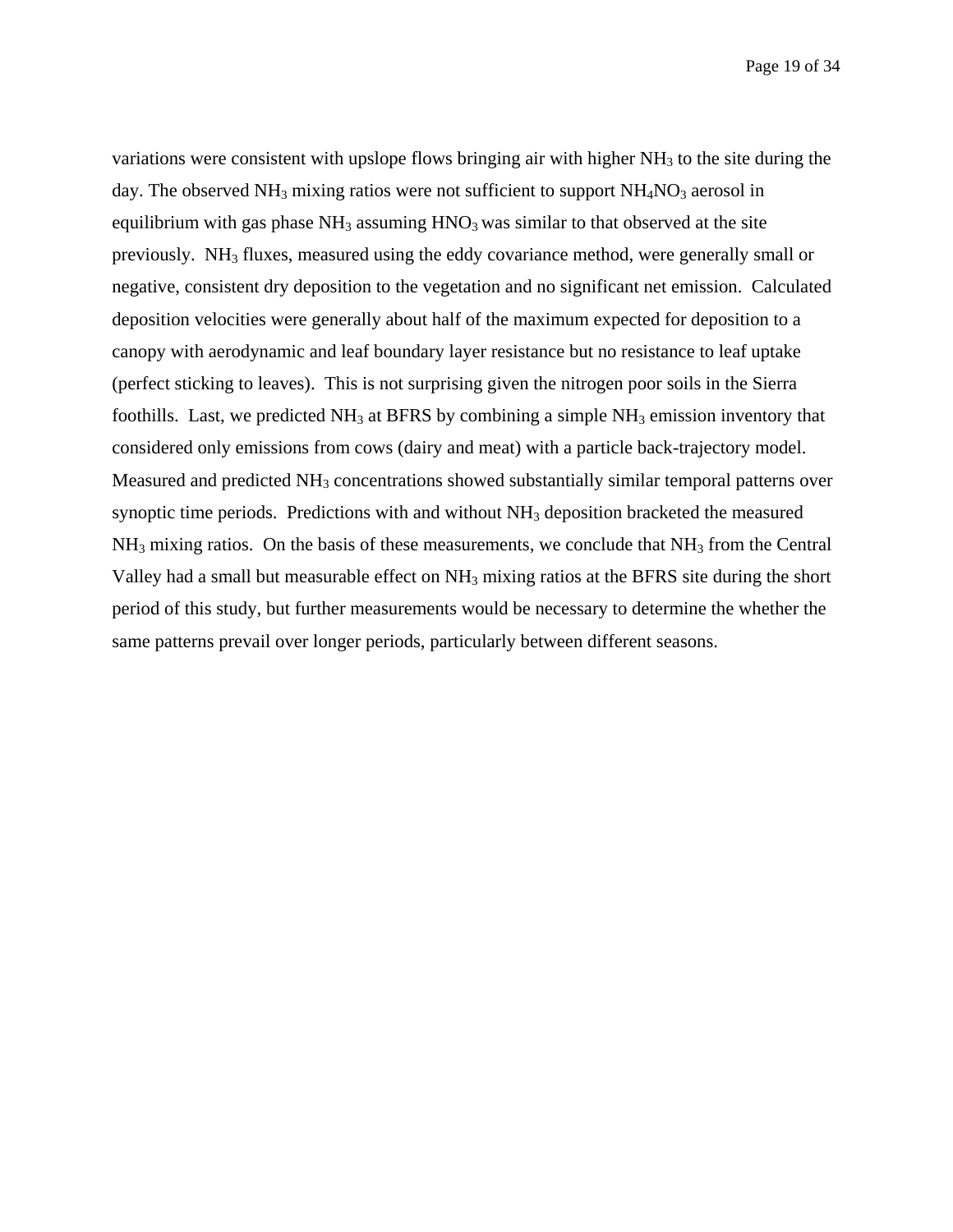variations were consistent with upslope flows bringing air with higher $NH_3$ to the site during the day. The observed $NH_3$ mixing ratios were not sufficient to support $NH_4NO_3$ aerosol in equilibrium with gas phase $NH_3$ assuming $HNO_3$ was similar to that observed at the site previously. $NH_3$ fluxes, measured using the eddy covariance method, were generally small or negative, consistent dry deposition to the vegetation and no significant net emission. Calculated deposition velocities were generally about half of the maximum expected for deposition to a canopy with aerodynamic and leaf boundary layer resistance but no resistance to leaf uptake (perfect sticking to leaves). This is not surprising given the nitrogen poor soils in the Sierra foothills. Last, we predicted $NH_3$ at BFRS by combining a simple $NH_3$ emission inventory that considered only emissions from cows (dairy and meat) with a particle back-trajectory model. Measured and predicted $NH_3$ concentrations showed substantially similar temporal patterns over synoptic time periods. Predictions with and without $NH_3$ deposition bracketed the measured $NH_3$ mixing ratios. On the basis of these measurements, we conclude that $NH_3$ from the Central Valley had a small but measurable effect on $NH_3$ mixing ratios at the BFRS site during the short period of this study, but further measurements would be necessary to determine the whether the same patterns prevail over longer periods, particularly between different seasons.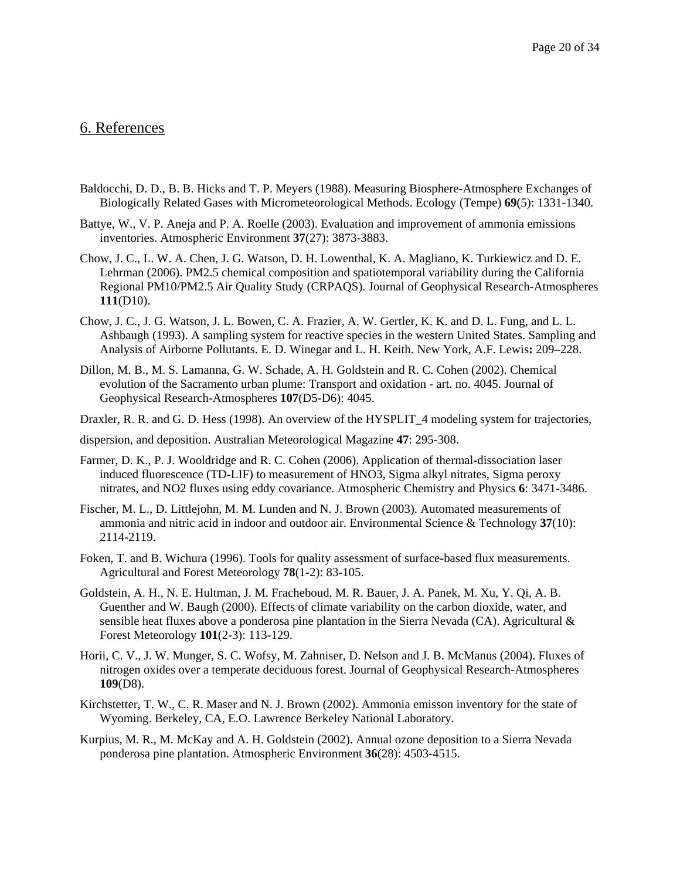## 6. References

Baldocchi, D. D., B. B. Hicks and T. P. Meyers (1988). Measuring Biosphere-Atmosphere Exchanges of Biologically Related Gases with Micrometeorological Methods. Ecology (Tempe) **69**(5): 1331-1340.

Battye, W., V. P. Aneja and P. A. Roelle (2003). Evaluation and improvement of ammonia emissions inventories. Atmospheric Environment **37**(27): 3873-3883.

Chow, J. C., L. W. A. Chen, J. G. Watson, D. H. Lowenthal, K. A. Magliano, K. Turkiewicz and D. E. Lehrman (2006). PM2.5 chemical composition and spatiotemporal variability during the California Regional PM10/PM2.5 Air Quality Study (CRPAQS). Journal of Geophysical Research-Atmospheres **111**(D10).

Chow, J. C., J. G. Watson, J. L. Bowen, C. A. Frazier, A. W. Gertler, K. K. and D. L. Fung, and L. L. Ashbaugh (1993). A sampling system for reactive species in the western United States. Sampling and Analysis of Airborne Pollutants. E. D. Winegar and L. H. Keith. New York, A.F. Lewis**:** 209–228.

Dillon, M. B., M. S. Lamanna, G. W. Schade, A. H. Goldstein and R. C. Cohen (2002). Chemical evolution of the Sacramento urban plume: Transport and oxidation - art. no. 4045. Journal of Geophysical Research-Atmospheres **107**(D5-D6): 4045.

Draxler, R. R. and G. D. Hess (1998). An overview of the HYSPLIT_4 modeling system for trajectories,

dispersion, and deposition. Australian Meteorological Magazine **47**: 295-308.

Farmer, D. K., P. J. Wooldridge and R. C. Cohen (2006). Application of thermal-dissociation laser induced fluorescence (TD-LIF) to measurement of HNO3, Sigma alkyl nitrates, Sigma peroxy nitrates, and NO2 fluxes using eddy covariance. Atmospheric Chemistry and Physics **6**: 3471-3486.

Fischer, M. L., D. Littlejohn, M. M. Lunden and N. J. Brown (2003). Automated measurements of ammonia and nitric acid in indoor and outdoor air. Environmental Science & Technology **37**(10): 2114-2119.

Foken, T. and B. Wichura (1996). Tools for quality assessment of surface-based flux measurements. Agricultural and Forest Meteorology **78**(1-2): 83-105.

Goldstein, A. H., N. E. Hultman, J. M. Fracheboud, M. R. Bauer, J. A. Panek, M. Xu, Y. Qi, A. B. Guenther and W. Baugh (2000). Effects of climate variability on the carbon dioxide, water, and sensible heat fluxes above a ponderosa pine plantation in the Sierra Nevada (CA). Agricultural & Forest Meteorology **101**(2-3): 113-129.

Horii, C. V., J. W. Munger, S. C. Wofsy, M. Zahniser, D. Nelson and J. B. McManus (2004). Fluxes of nitrogen oxides over a temperate deciduous forest. Journal of Geophysical Research-Atmospheres **109**(D8).

Kirchstetter, T. W., C. R. Maser and N. J. Brown (2002). Ammonia emisson inventory for the state of Wyoming. Berkeley, CA, E.O. Lawrence Berkeley National Laboratory.

Kurpius, M. R., M. McKay and A. H. Goldstein (2002). Annual ozone deposition to a Sierra Nevada ponderosa pine plantation. Atmospheric Environment **36**(28): 4503-4515.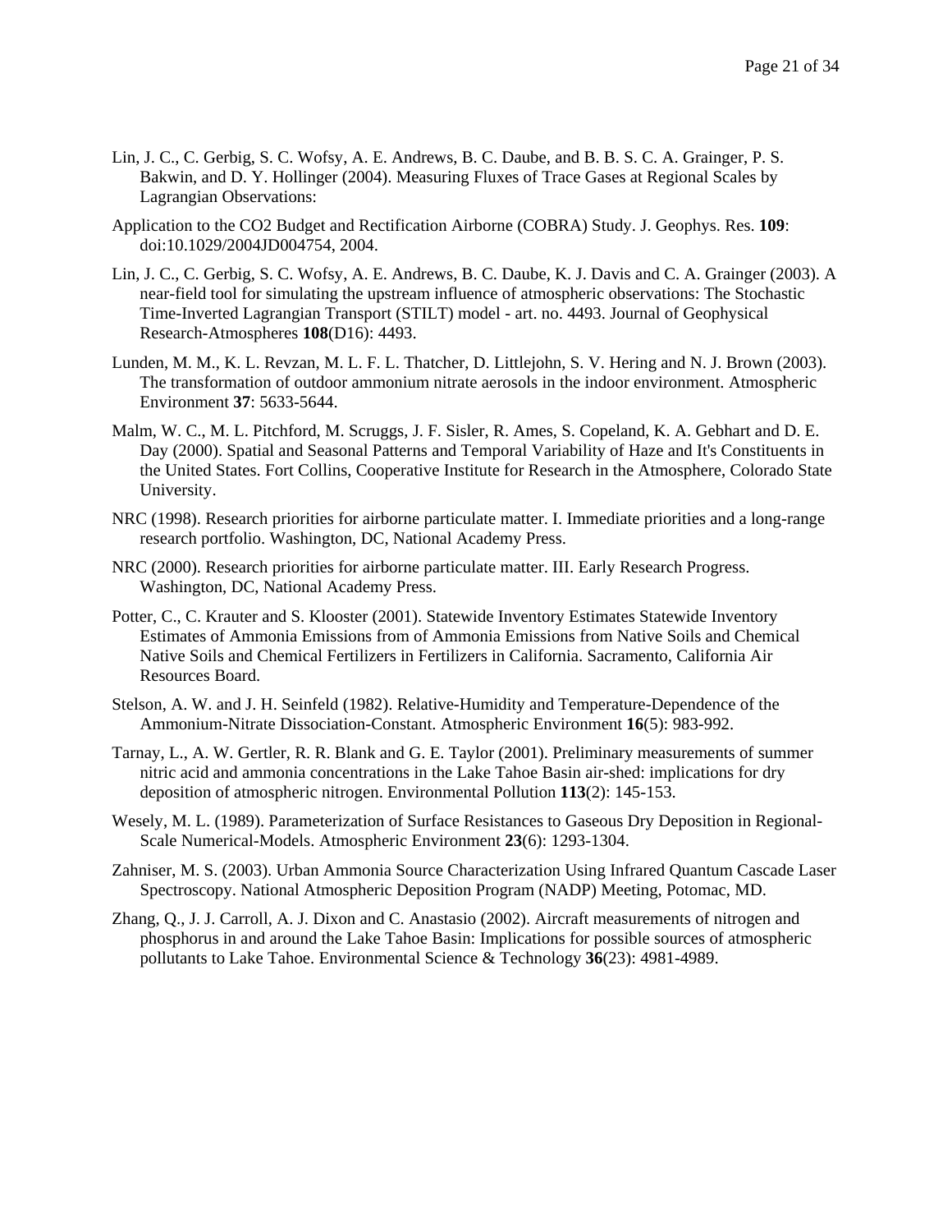Lin, J. C., C. Gerbig, S. C. Wofsy, A. E. Andrews, B. C. Daube, and B. B. S. C. A. Grainger, P. S. Bakwin, and D. Y. Hollinger (2004). Measuring Fluxes of Trace Gases at Regional Scales by Lagrangian Observations:

Application to the CO2 Budget and Rectification Airborne (COBRA) Study. J. Geophys. Res. **109**: doi:10.1029/2004JD004754, 2004.

Lin, J. C., C. Gerbig, S. C. Wofsy, A. E. Andrews, B. C. Daube, K. J. Davis and C. A. Grainger (2003). A near-field tool for simulating the upstream influence of atmospheric observations: The Stochastic Time-Inverted Lagrangian Transport (STILT) model - art. no. 4493. Journal of Geophysical Research-Atmospheres **108**(D16): 4493.

Lunden, M. M., K. L. Revzan, M. L. F. L. Thatcher, D. Littlejohn, S. V. Hering and N. J. Brown (2003). The transformation of outdoor ammonium nitrate aerosols in the indoor environment. Atmospheric Environment **37**: 5633-5644.

Malm, W. C., M. L. Pitchford, M. Scruggs, J. F. Sisler, R. Ames, S. Copeland, K. A. Gebhart and D. E. Day (2000). Spatial and Seasonal Patterns and Temporal Variability of Haze and It's Constituents in the United States. Fort Collins, Cooperative Institute for Research in the Atmosphere, Colorado State University.

NRC (1998). Research priorities for airborne particulate matter. I. Immediate priorities and a long-range research portfolio. Washington, DC, National Academy Press.

NRC (2000). Research priorities for airborne particulate matter. III. Early Research Progress. Washington, DC, National Academy Press.

Potter, C., C. Krauter and S. Klooster (2001). Statewide Inventory Estimates Statewide Inventory Estimates of Ammonia Emissions from of Ammonia Emissions from Native Soils and Chemical Native Soils and Chemical Fertilizers in Fertilizers in California. Sacramento, California Air Resources Board.

Stelson, A. W. and J. H. Seinfeld (1982). Relative-Humidity and Temperature-Dependence of the Ammonium-Nitrate Dissociation-Constant. Atmospheric Environment **16**(5): 983-992.

Tarnay, L., A. W. Gertler, R. R. Blank and G. E. Taylor (2001). Preliminary measurements of summer nitric acid and ammonia concentrations in the Lake Tahoe Basin air-shed: implications for dry deposition of atmospheric nitrogen. Environmental Pollution **113**(2): 145-153.

Wesely, M. L. (1989). Parameterization of Surface Resistances to Gaseous Dry Deposition in Regional-Scale Numerical-Models. Atmospheric Environment **23**(6): 1293-1304.

Zahniser, M. S. (2003). Urban Ammonia Source Characterization Using Infrared Quantum Cascade Laser Spectroscopy. National Atmospheric Deposition Program (NADP) Meeting, Potomac, MD.

Zhang, Q., J. J. Carroll, A. J. Dixon and C. Anastasio (2002). Aircraft measurements of nitrogen and phosphorus in and around the Lake Tahoe Basin: Implications for possible sources of atmospheric pollutants to Lake Tahoe. Environmental Science & Technology **36**(23): 4981-4989.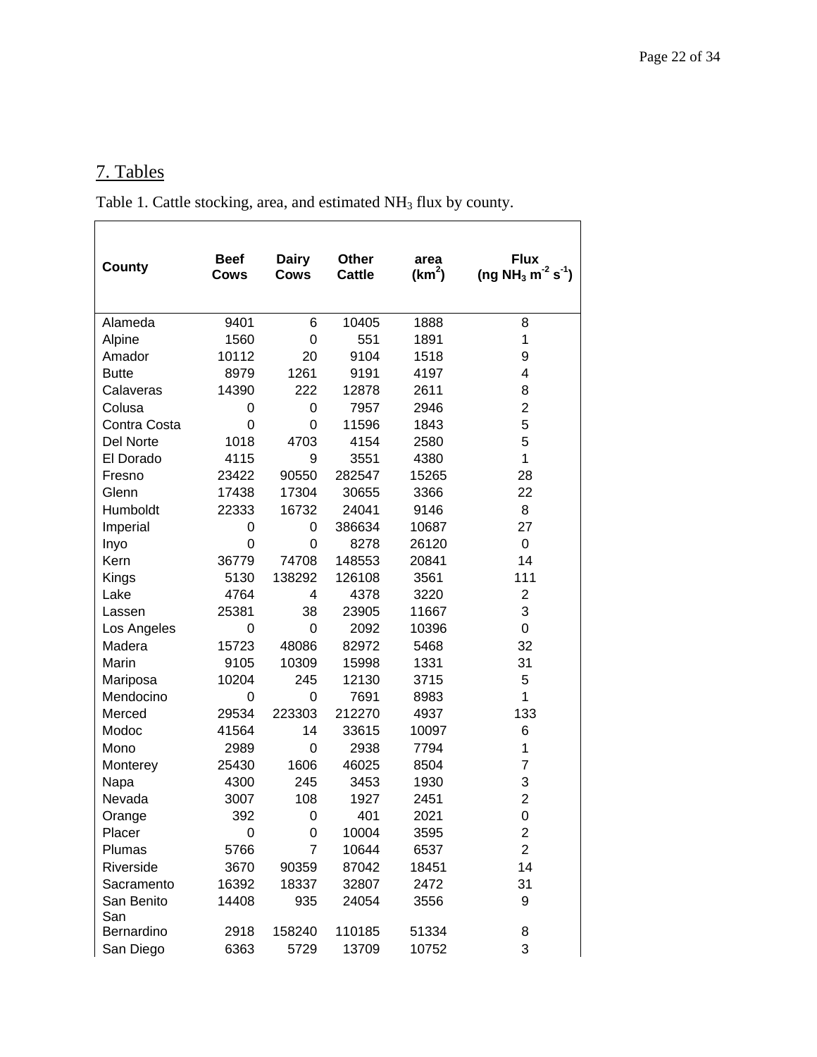## 7. Tables

Table 1. Cattle stocking, area, and estimated $NH_3$ flux by county.

| County | Beef Cows | Dairy Cows | Other Cattle | area ($km^2$) | Flux (ng $NH_3$ $m^{-2}$ $s^{-1}$) |
|---|---|---|---|---|---|
| Alameda | 9401 | 6 | 10405 | 1888 | 8 |
| Alpine | 1560 | 0 | 551 | 1891 | 1 |
| Amador | 10112 | 20 | 9104 | 1518 | 9 |
| Butte | 8979 | 1261 | 9191 | 4197 | 4 |
| Calaveras | 14390 | 222 | 12878 | 2611 | 8 |
| Colusa | 0 | 0 | 7957 | 2946 | 2 |
| Contra Costa | 0 | 0 | 11596 | 1843 | 5 |
| Del Norte | 1018 | 4703 | 4154 | 2580 | 5 |
| El Dorado | 4115 | 9 | 3551 | 4380 | 1 |
| Fresno | 23422 | 90550 | 282547 | 15265 | 28 |
| Glenn | 17438 | 17304 | 30655 | 3366 | 22 |
| Humboldt | 22333 | 16732 | 24041 | 9146 | 8 |
| Imperial | 0 | 0 | 386634 | 10687 | 27 |
| Inyo | 0 | 0 | 8278 | 26120 | 0 |
| Kern | 36779 | 74708 | 148553 | 20841 | 14 |
| Kings | 5130 | 138292 | 126108 | 3561 | 111 |
| Lake | 4764 | 4 | 4378 | 3220 | 2 |
| Lassen | 25381 | 38 | 23905 | 11667 | 3 |
| Los Angeles | 0 | 0 | 2092 | 10396 | 0 |
| Madera | 15723 | 48086 | 82972 | 5468 | 32 |
| Marin | 9105 | 10309 | 15998 | 1331 | 31 |
| Mariposa | 10204 | 245 | 12130 | 3715 | 5 |
| Mendocino | 0 | 0 | 7691 | 8983 | 1 |
| Merced | 29534 | 223303 | 212270 | 4937 | 133 |
| Modoc | 41564 | 14 | 33615 | 10097 | 6 |
| Mono | 2989 | 0 | 2938 | 7794 | 1 |
| Monterey | 25430 | 1606 | 46025 | 8504 | 7 |
| Napa | 4300 | 245 | 3453 | 1930 | 3 |
| Nevada | 3007 | 108 | 1927 | 2451 | 2 |
| Orange | 392 | 0 | 401 | 2021 | 0 |
| Placer | 0 | 0 | 10004 | 3595 | 2 |
| Plumas | 5766 | 7 | 10644 | 6537 | 2 |
| Riverside | 3670 | 90359 | 87042 | 18451 | 14 |
| Sacramento | 16392 | 18337 | 32807 | 2472 | 31 |
| San Benito | 14408 | 935 | 24054 | 3556 | 9 |
| San Bernardino | 2918 | 158240 | 110185 | 51334 | 8 |
| San Diego | 6363 | 5729 | 13709 | 10752 | 3 |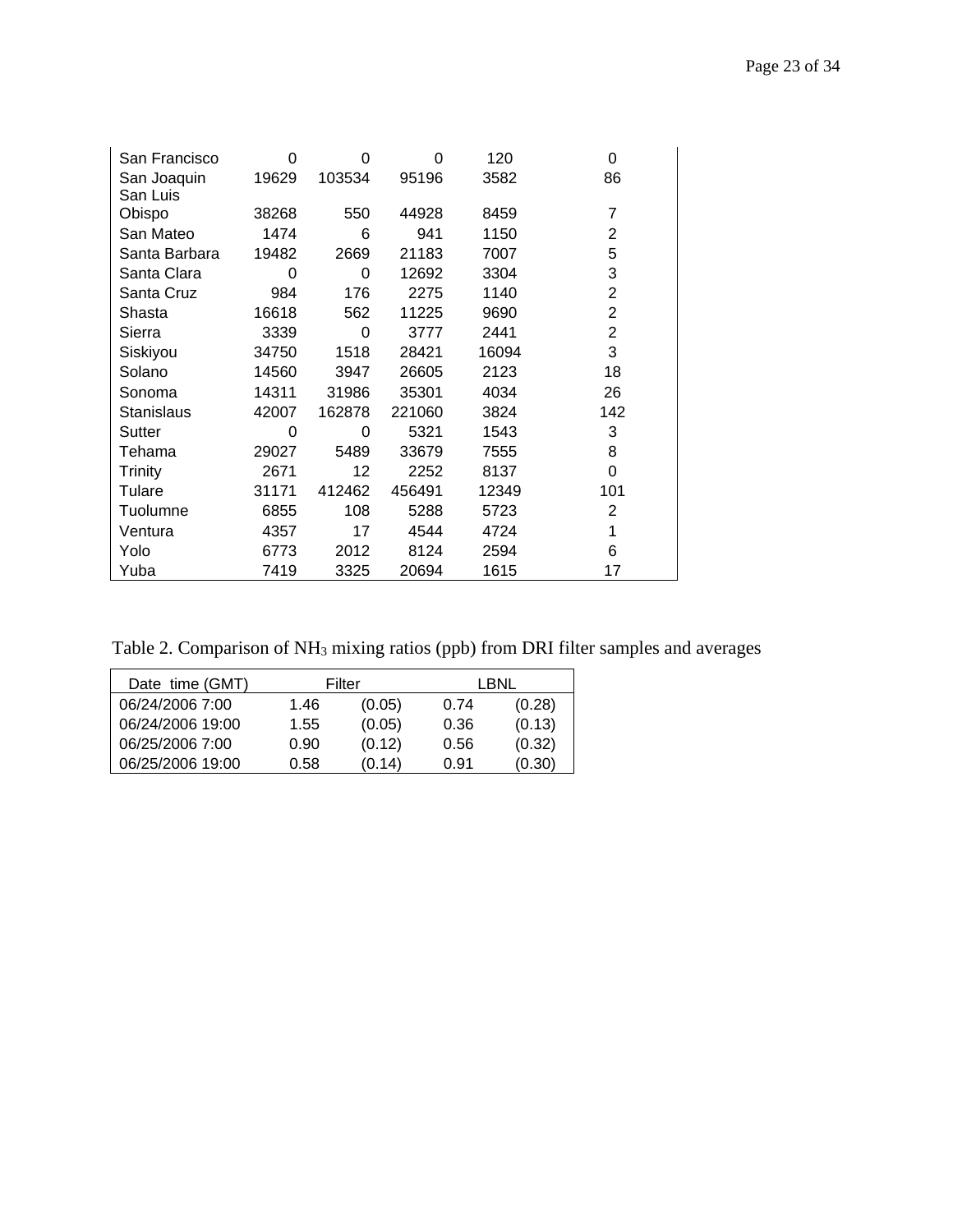| | | | | | |
|---|---|---|---|---|---|
| San Francisco | 0 | 0 | 0 | 120 | 0 |
| San Joaquin | 19629 | 103534 | 95196 | 3582 | 86 |
| San Luis Obispo | 38268 | 550 | 44928 | 8459 | 7 |
| San Mateo | 1474 | 6 | 941 | 1150 | 2 |
| Santa Barbara | 19482 | 2669 | 21183 | 7007 | 5 |
| Santa Clara | 0 | 0 | 12692 | 3304 | 3 |
| Santa Cruz | 984 | 176 | 2275 | 1140 | 2 |
| Shasta | 16618 | 562 | 11225 | 9690 | 2 |
| Sierra | 3339 | 0 | 3777 | 2441 | 2 |
| Siskiyou | 34750 | 1518 | 28421 | 16094 | 3 |
| Solano | 14560 | 3947 | 26605 | 2123 | 18 |
| Sonoma | 14311 | 31986 | 35301 | 4034 | 26 |
| Stanislaus | 42007 | 162878 | 221060 | 3824 | 142 |
| Sutter | 0 | 0 | 5321 | 1543 | 3 |
| Tehama | 29027 | 5489 | 33679 | 7555 | 8 |
| Trinity | 2671 | 12 | 2252 | 8137 | 0 |
| Tulare | 31171 | 412462 | 456491 | 12349 | 101 |
| Tuolumne | 6855 | 108 | 5288 | 5723 | 2 |
| Ventura | 4357 | 17 | 4544 | 4724 | 1 |
| Yolo | 6773 | 2012 | 8124 | 2594 | 6 |
| Yuba | 7419 | 3325 | 20694 | 1615 | 17 |

Table 2. Comparison of $NH_3$ mixing ratios (ppb) from DRI filter samples and averages

| Date time (GMT) | Filter | | LBNL | |
|---|---|---|---|---|
| 06/24/2006 7:00 | 1.46 | (0.05) | 0.74 | (0.28) |
| 06/24/2006 19:00 | 1.55 | (0.05) | 0.36 | (0.13) |
| 06/25/2006 7:00 | 0.90 | (0.12) | 0.56 | (0.32) |
| 06/25/2006 19:00 | 0.58 | (0.14) | 0.91 | (0.30) |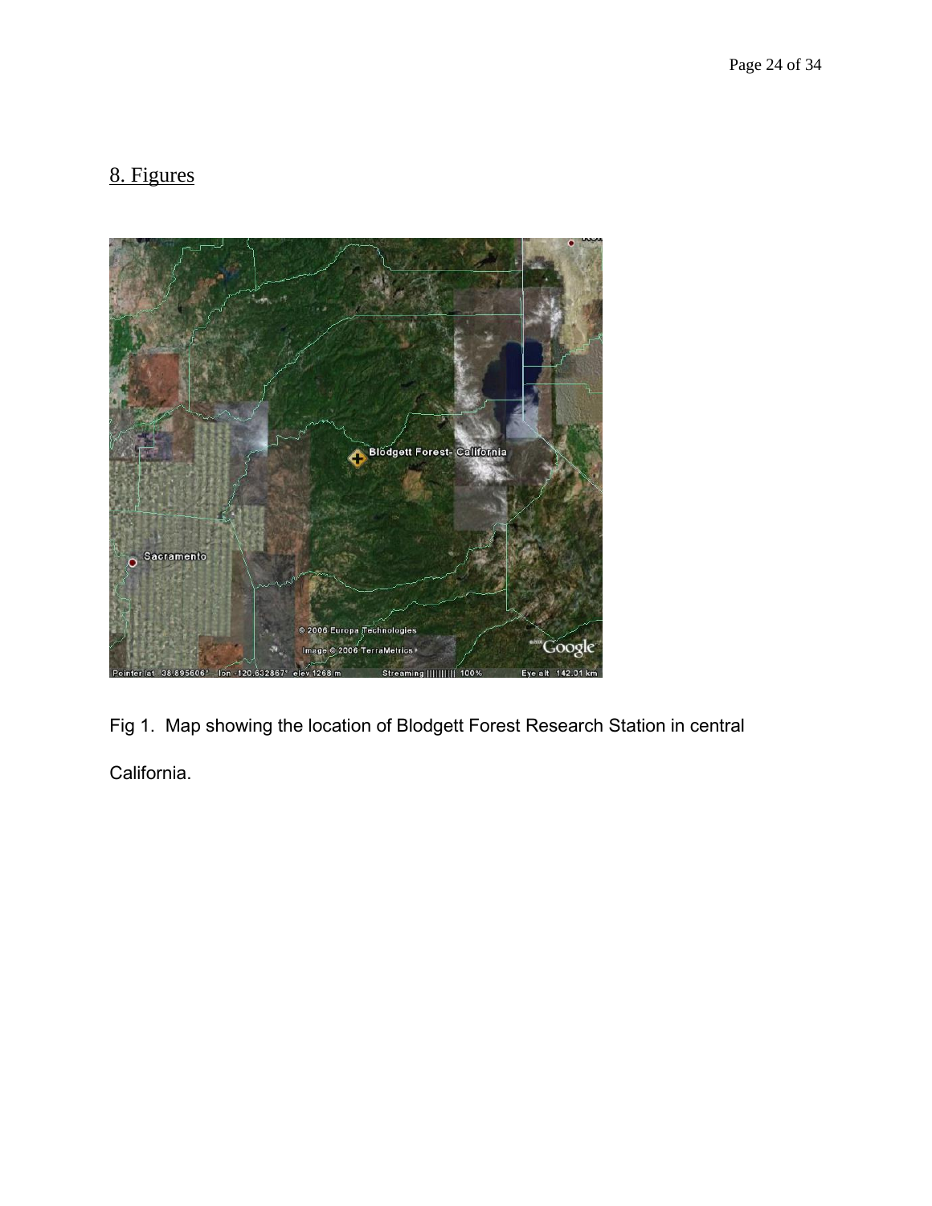## 8. Figures

Fig 1. Map showing the location of Blodgett Forest Research Station in central California.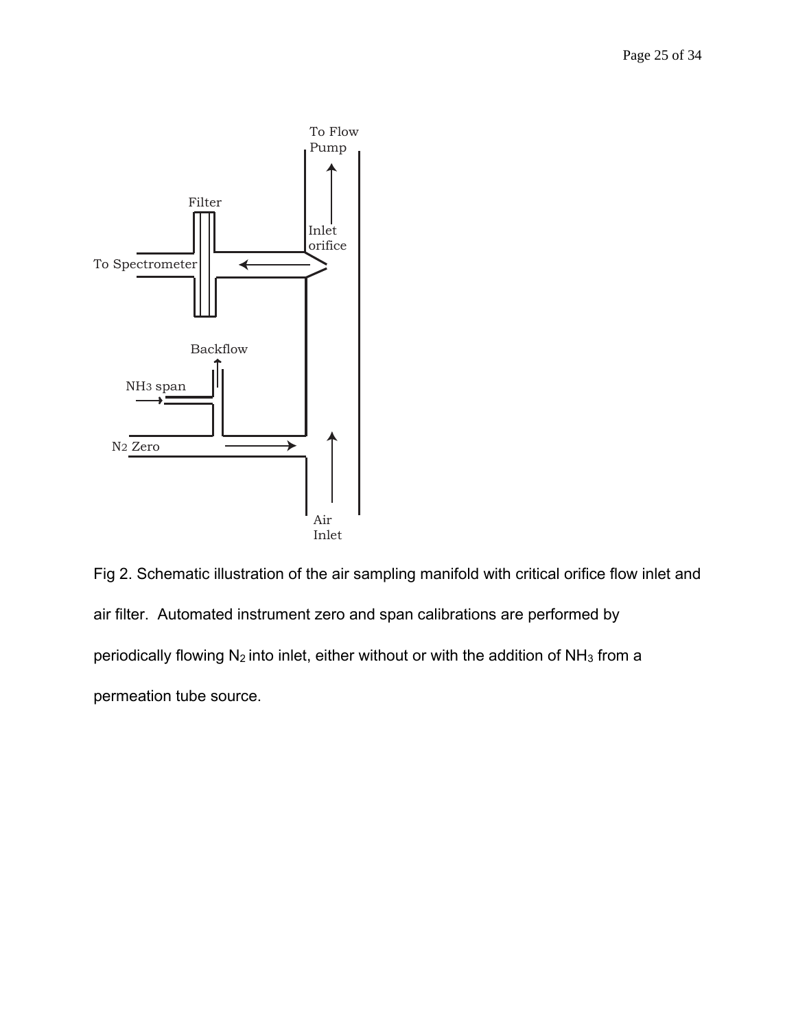Fig 2. Schematic illustration of the air sampling manifold with critical orifice flow inlet and air filter. Automated instrument zero and span calibrations are performed by periodically flowing $N_2$ into inlet, either without or with the addition of $NH_3$ from a permeation tube source.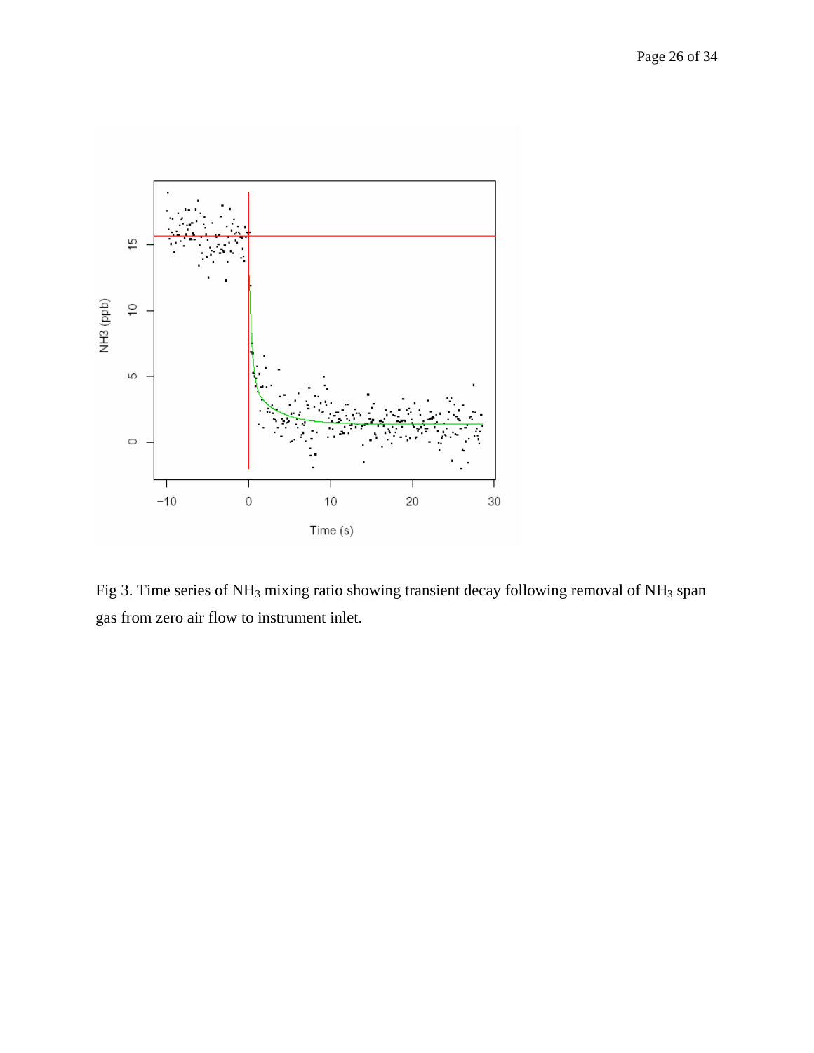Fig 3. Time series of $NH_3$ mixing ratio showing transient decay following removal of $NH_3$ span gas from zero air flow to instrument inlet.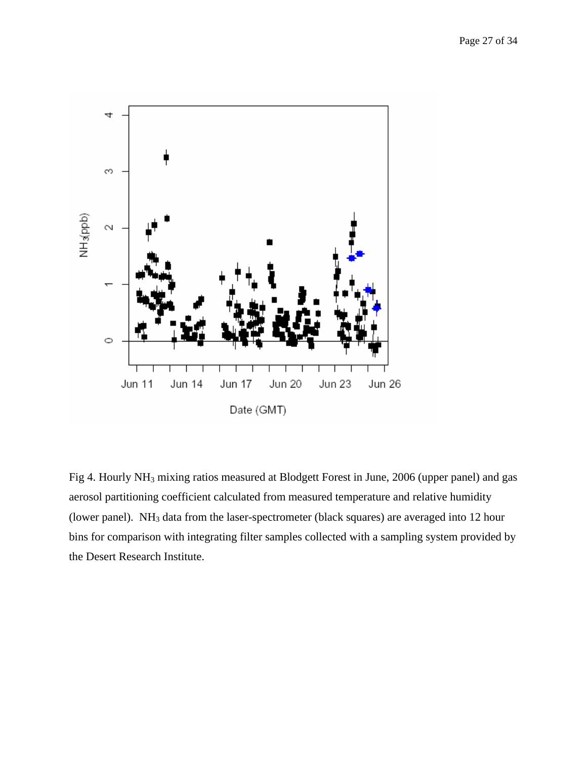Fig 4. Hourly $NH_3$ mixing ratios measured at Blodgett Forest in June, 2006 (upper panel) and gas aerosol partitioning coefficient calculated from measured temperature and relative humidity (lower panel). $NH_3$ data from the laser-spectrometer (black squares) are averaged into 12 hour bins for comparison with integrating filter samples collected with a sampling system provided by the Desert Research Institute.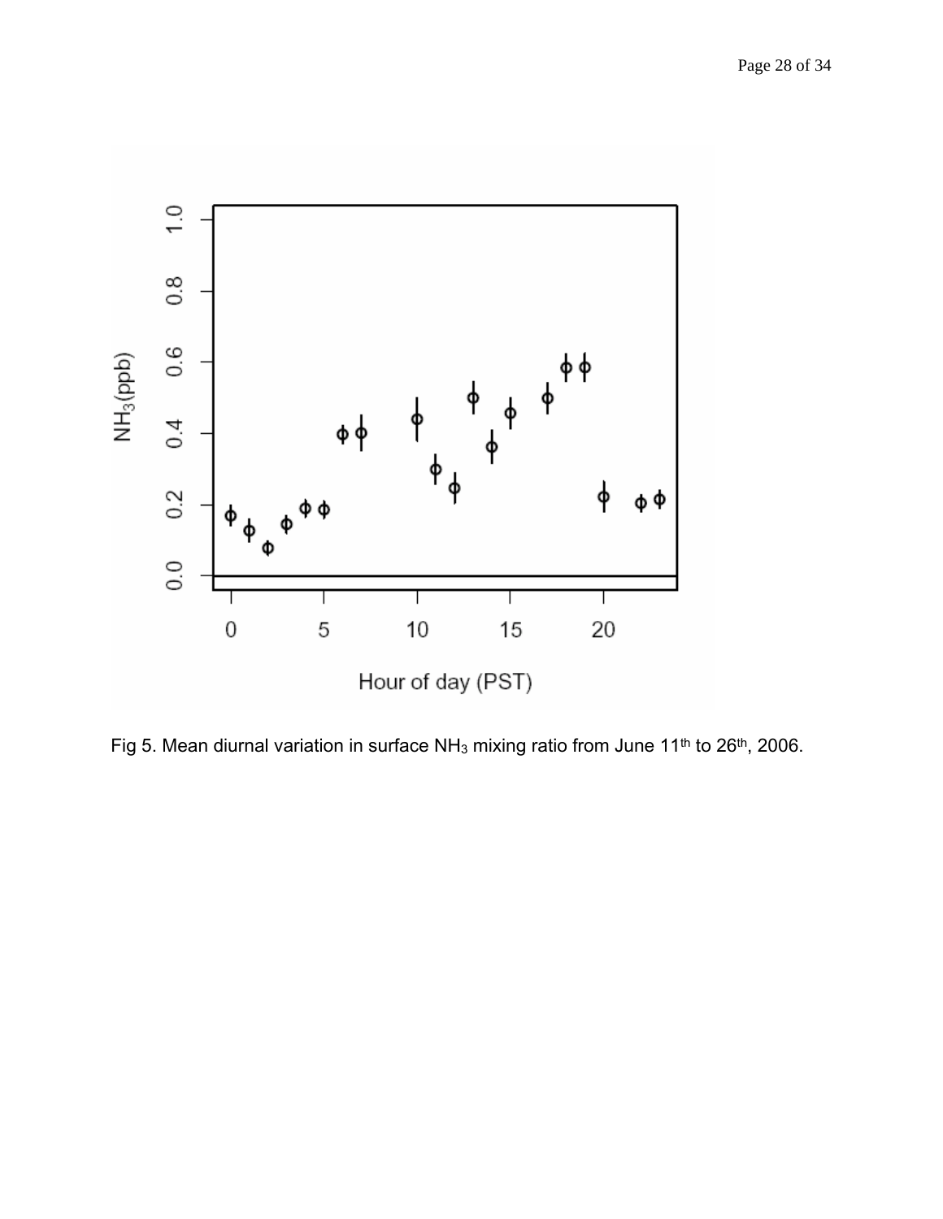Fig 5. Mean diurnal variation in surface $NH_3$ mixing ratio from June 11th to 26th, 2006.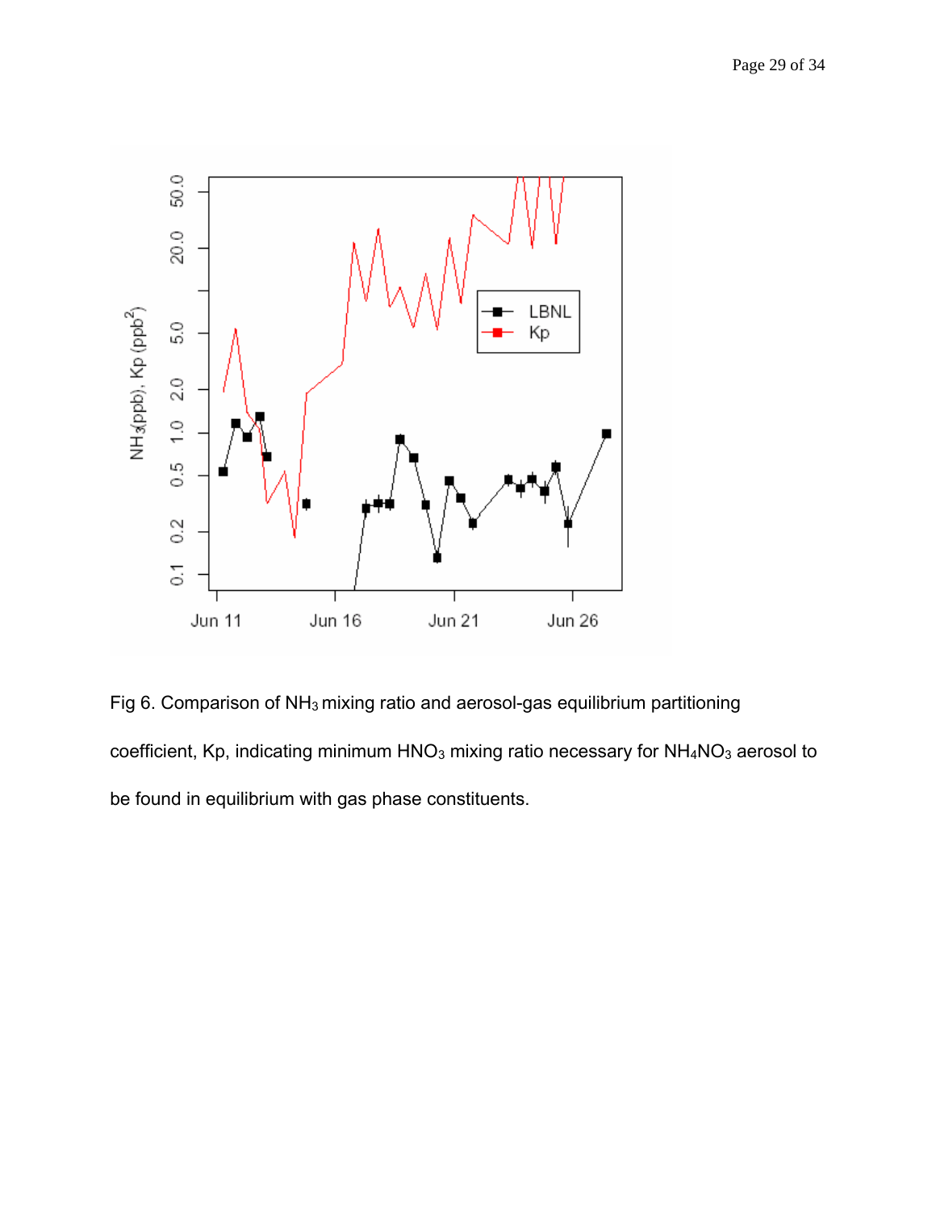Fig 6. Comparison of $NH_3$ mixing ratio and aerosol-gas equilibrium partitioning coefficient, Kp, indicating minimum $HNO_3$ mixing ratio necessary for $NH_4NO_3$ aerosol to be found in equilibrium with gas phase constituents.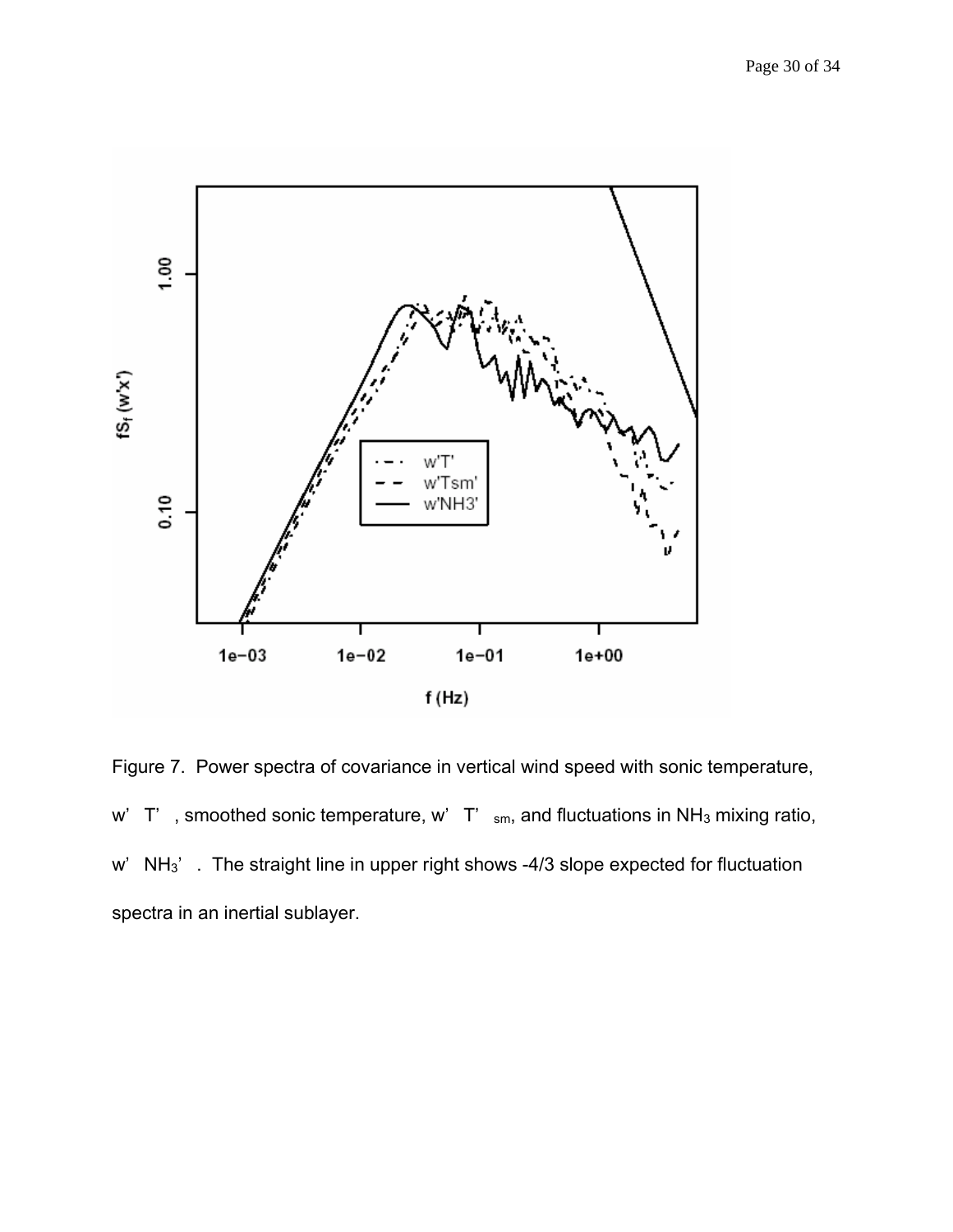Figure 7. Power spectra of covariance in vertical wind speed with sonic temperature, $w'T'$, smoothed sonic temperature, $w'T'_{sm}$, and fluctuations in $NH_3$ mixing ratio, $w'NH_3'$. The straight line in upper right shows -4/3 slope expected for fluctuation spectra in an inertial sublayer.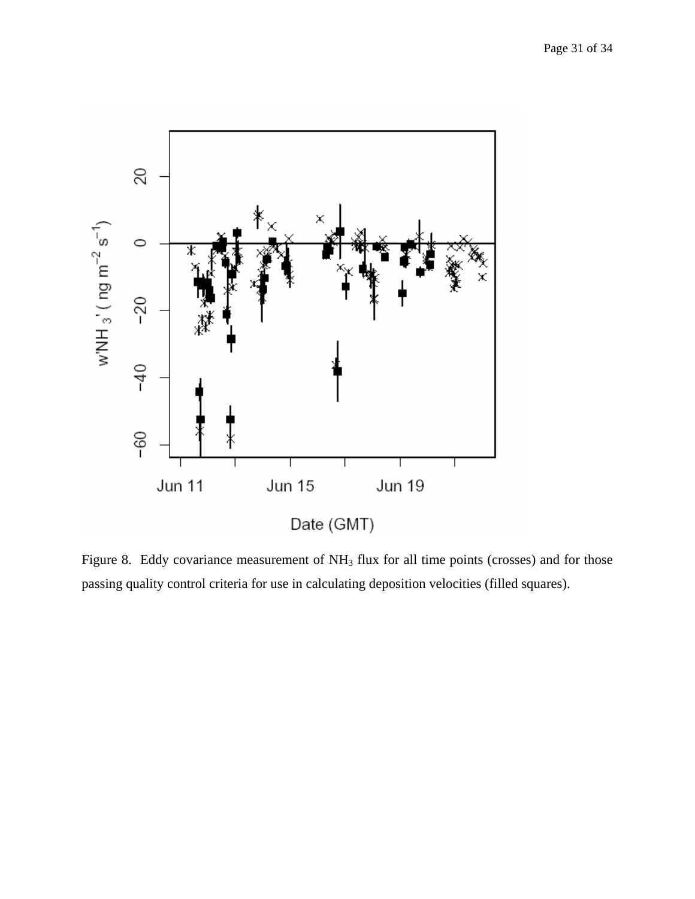Figure 8. Eddy covariance measurement of $NH_3$ flux for all time points (crosses) and for those passing quality control criteria for use in calculating deposition velocities (filled squares).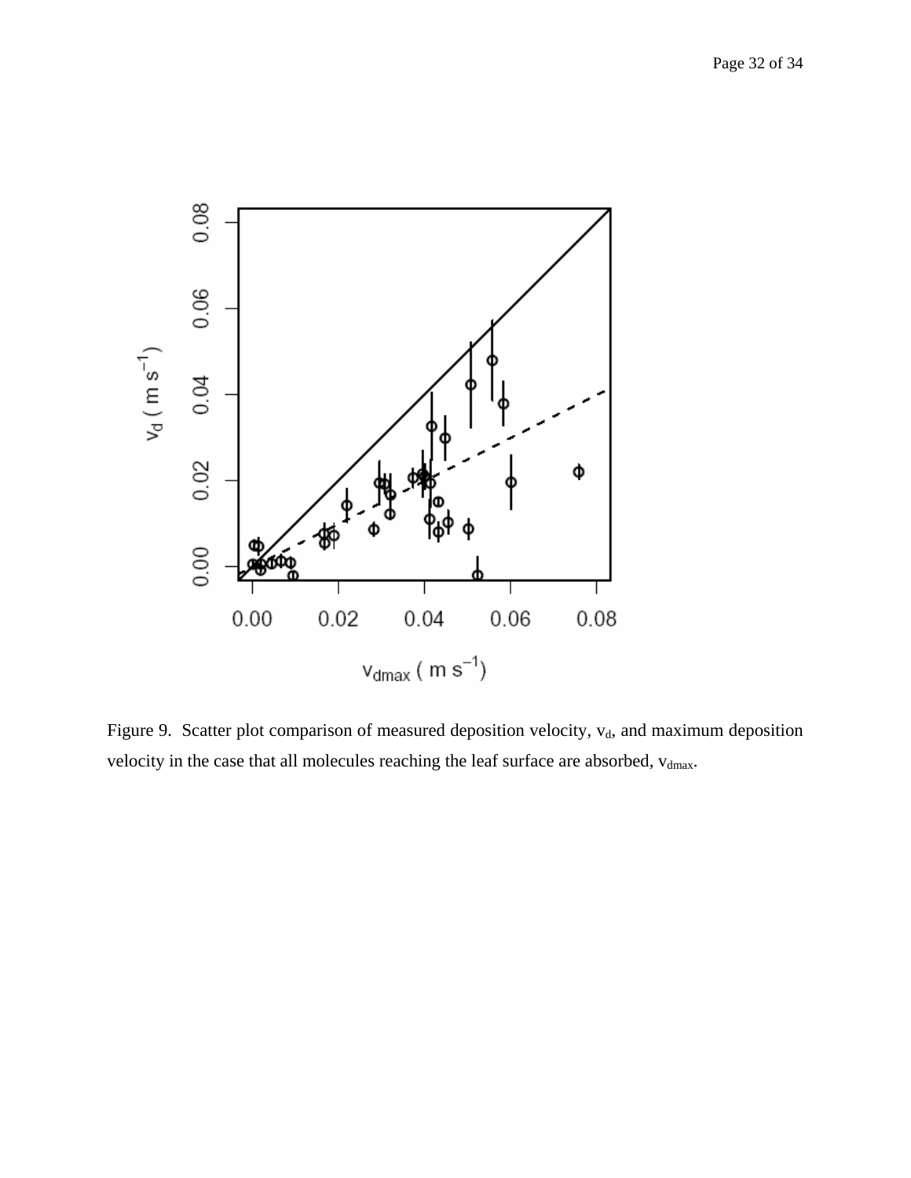Figure 9. Scatter plot comparison of measured deposition velocity, $v_d$, and maximum deposition velocity in the case that all molecules reaching the leaf surface are absorbed, $v_{dmax}$.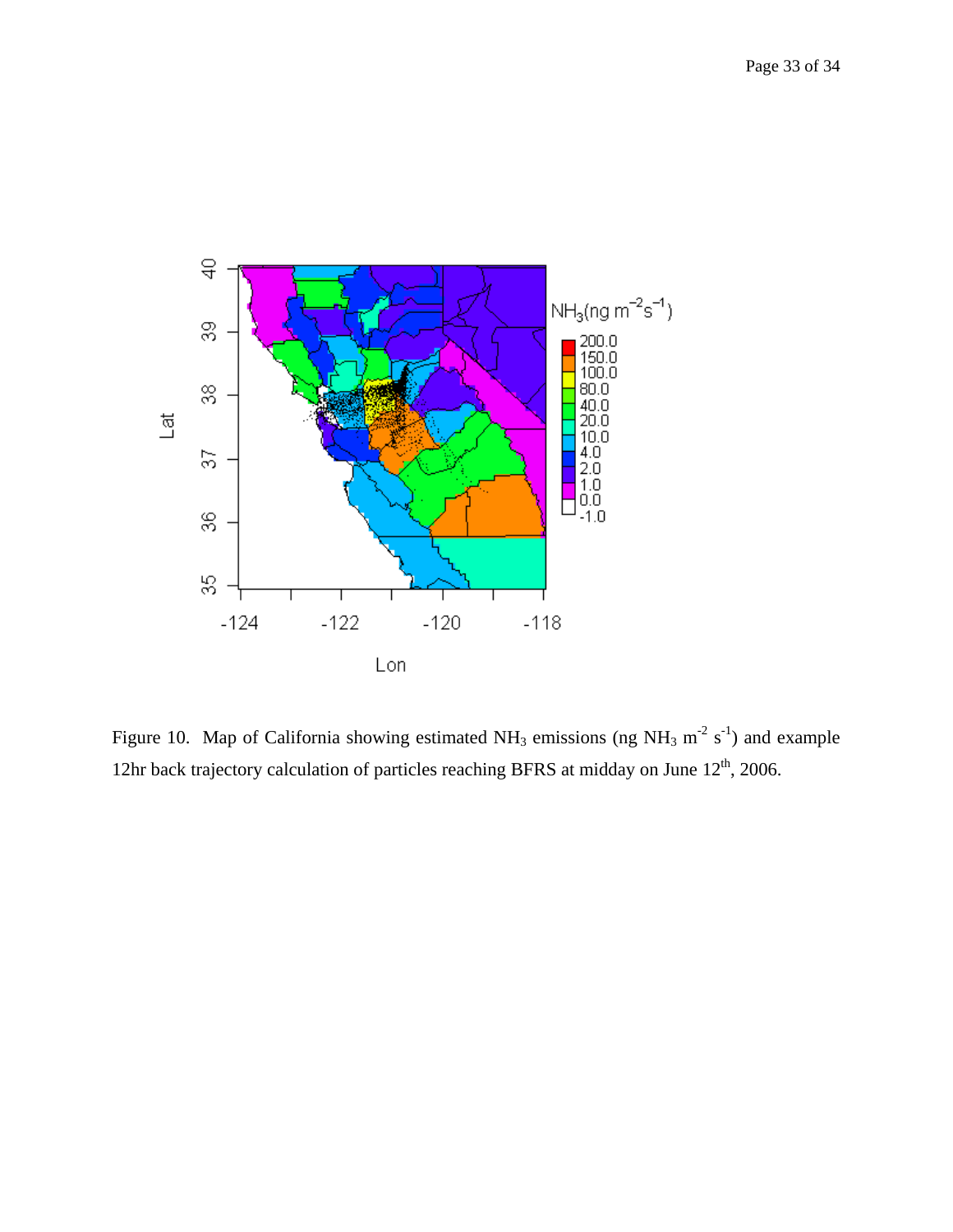Figure 10. Map of California showing estimated $NH_3$ emissions (ng $NH_3$ $m^{-2}$ $s^{-1}$) and example 12hr back trajectory calculation of particles reaching BFRS at midday on June 12th, 2006.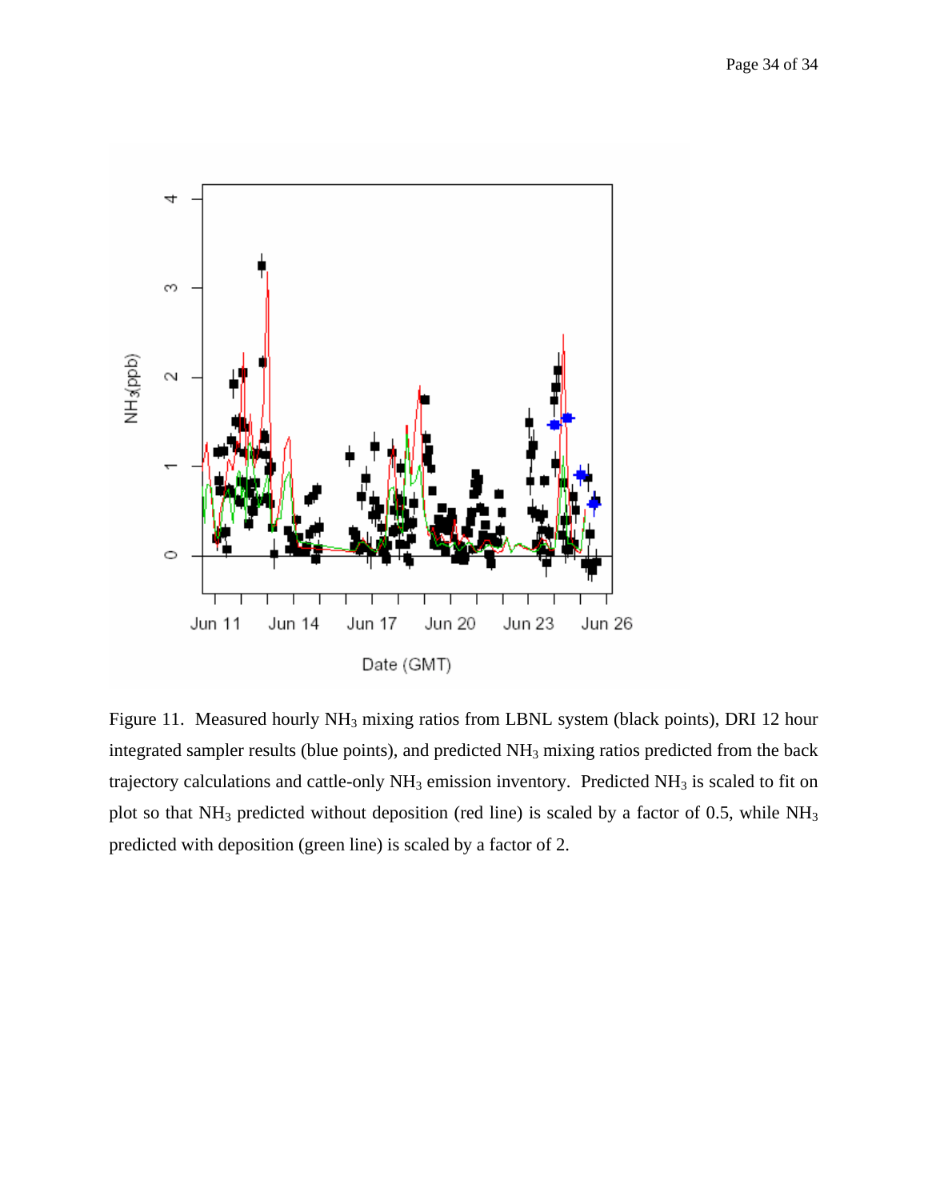NH3(ppb)

4
3
2
1
0

Jun 11
Jun 14
Jun 17
Jun 20
Jun 23
Jun 26

Date (GMT)

Figure 11. Measured hourly $NH_3$ mixing ratios from LBNL system (black points), DRI 12 hour integrated sampler results (blue points), and predicted $NH_3$ mixing ratios predicted from the back trajectory calculations and cattle-only $NH_3$ emission inventory. Predicted $NH_3$ is scaled to fit on plot so that $NH_3$ predicted without deposition (red line) is scaled by a factor of 0.5, while $NH_3$ predicted with deposition (green line) is scaled by a factor of 2.